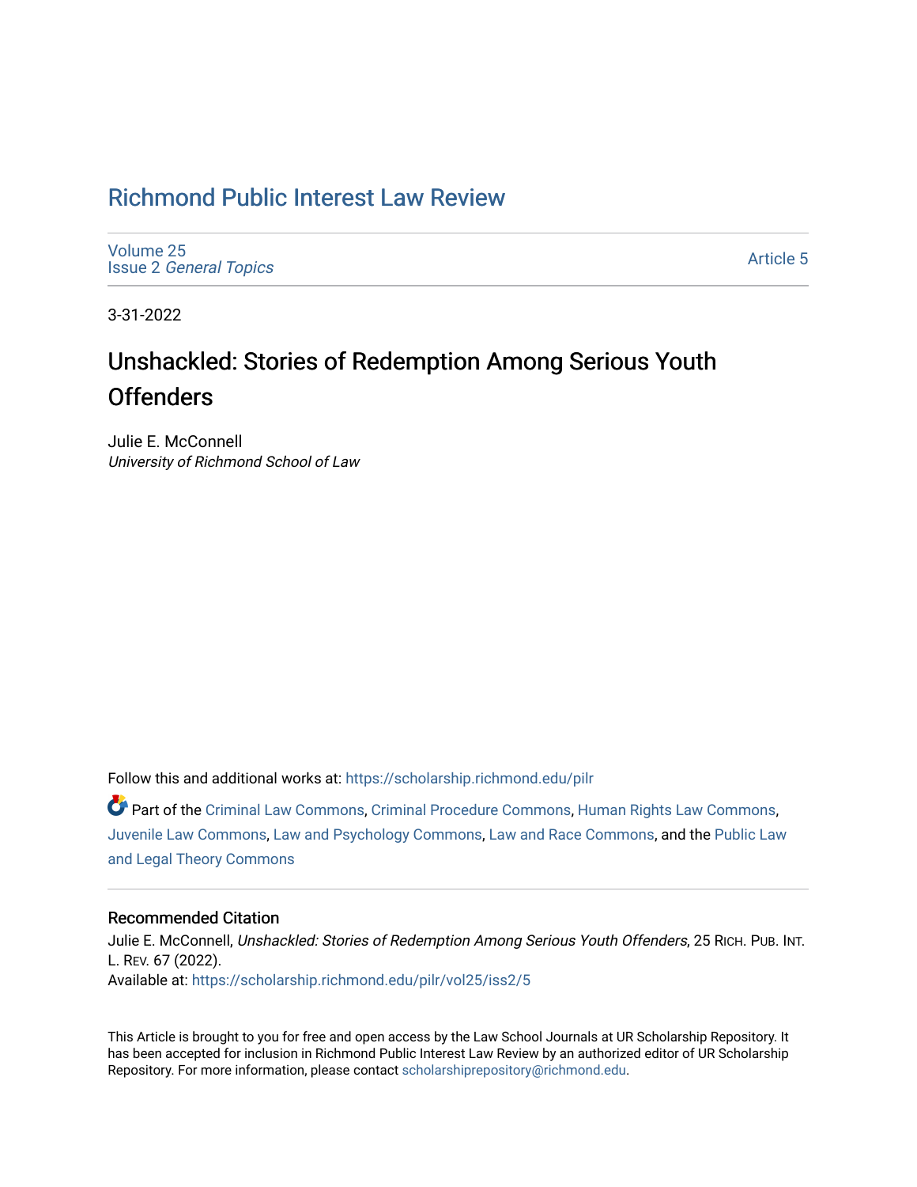# Richmond Public Interest Law Review

Volume 25
Issue 2 *General Topics*

Article 5

3-31-2022

## Unshackled: Stories of Redemption Among Serious Youth Offenders

Julie E. McConnell
*University of Richmond School of Law*

Follow this and additional works at: https://scholarship.richmond.edu/pilr

Part of the Criminal Law Commons, Criminal Procedure Commons, Human Rights Law Commons, Juvenile Law Commons, Law and Psychology Commons, Law and Race Commons, and the Public Law and Legal Theory Commons

### Recommended Citation

Julie E. McConnell, *Unshackled: Stories of Redemption Among Serious Youth Offenders*, 25 RICH. PUB. INT. L. REV. 67 (2022).
Available at: https://scholarship.richmond.edu/pilr/vol25/iss2/5

This Article is brought to you for free and open access by the Law School Journals at UR Scholarship Repository. It has been accepted for inclusion in Richmond Public Interest Law Review by an authorized editor of UR Scholarship Repository. For more information, please contact scholarshiprepository@richmond.edu.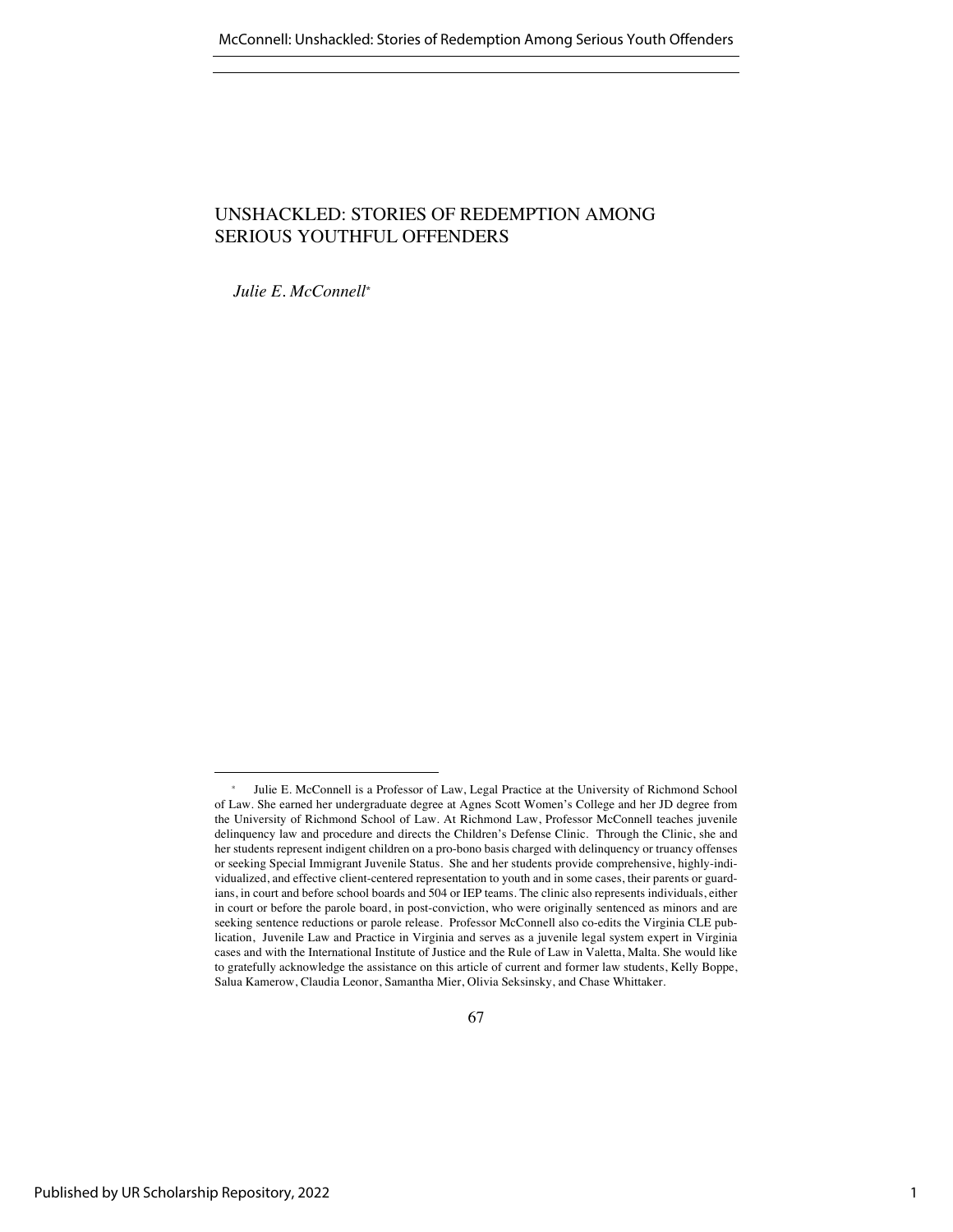# UNSHACKLED: STORIES OF REDEMPTION AMONG SERIOUS YOUTHFUL OFFENDERS

*Julie E. McConnell*[*]

---

[*] Julie E. McConnell is a Professor of Law, Legal Practice at the University of Richmond School of Law. She earned her undergraduate degree at Agnes Scott Women's College and her JD degree from the University of Richmond School of Law. At Richmond Law, Professor McConnell teaches juvenile delinquency law and procedure and directs the Children's Defense Clinic. Through the Clinic, she and her students represent indigent children on a pro-bono basis charged with delinquency or truancy offenses or seeking Special Immigrant Juvenile Status. She and her students provide comprehensive, highly-individualized, and effective client-centered representation to youth and in some cases, their parents or guardians, in court and before school boards and 504 or IEP teams. The clinic also represents individuals, either in court or before the parole board, in post-conviction, who were originally sentenced as minors and are seeking sentence reductions or parole release. Professor McConnell also co-edits the Virginia CLE publication, Juvenile Law and Practice in Virginia and serves as a juvenile legal system expert in Virginia cases and with the International Institute of Justice and the Rule of Law in Valetta, Malta. She would like to gratefully acknowledge the assistance on this article of current and former law students, Kelly Boppe, Salua Kamerow, Claudia Leonor, Samantha Mier, Olivia Seksinsky, and Chase Whittaker.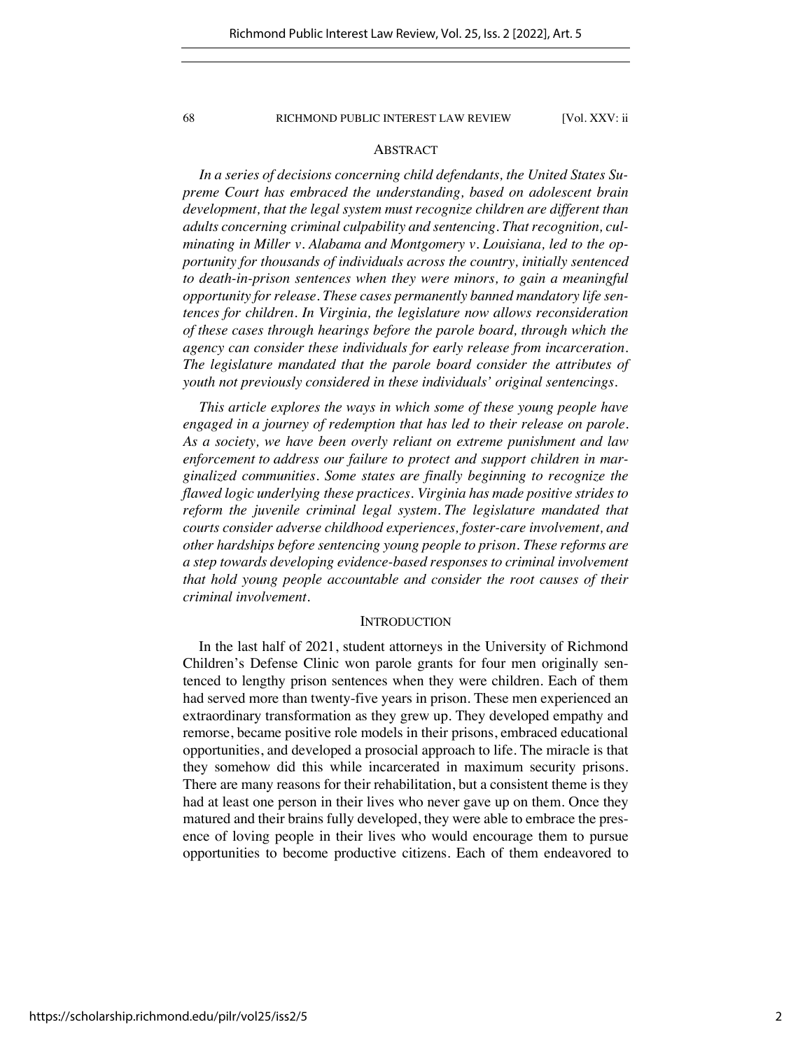## ABSTRACT

*In a series of decisions concerning child defendants, the United States Supreme Court has embraced the understanding, based on adolescent brain development, that the legal system must recognize children are different than adults concerning criminal culpability and sentencing. That recognition, culminating in Miller v. Alabama and Montgomery v. Louisiana, led to the opportunity for thousands of individuals across the country, initially sentenced to death-in-prison sentences when they were minors, to gain a meaningful opportunity for release. These cases permanently banned mandatory life sentences for children. In Virginia, the legislature now allows reconsideration of these cases through hearings before the parole board, through which the agency can consider these individuals for early release from incarceration. The legislature mandated that the parole board consider the attributes of youth not previously considered in these individuals' original sentencings.*

*This article explores the ways in which some of these young people have engaged in a journey of redemption that has led to their release on parole. As a society, we have been overly reliant on extreme punishment and law enforcement to address our failure to protect and support children in marginalized communities. Some states are finally beginning to recognize the flawed logic underlying these practices. Virginia has made positive strides to reform the juvenile criminal legal system. The legislature mandated that courts consider adverse childhood experiences, foster-care involvement, and other hardships before sentencing young people to prison. These reforms are a step towards developing evidence-based responses to criminal involvement that hold young people accountable and consider the root causes of their criminal involvement.*

## INTRODUCTION

In the last half of 2021, student attorneys in the University of Richmond Children's Defense Clinic won parole grants for four men originally sentenced to lengthy prison sentences when they were children. Each of them had served more than twenty-five years in prison. These men experienced an extraordinary transformation as they grew up. They developed empathy and remorse, became positive role models in their prisons, embraced educational opportunities, and developed a prosocial approach to life. The miracle is that they somehow did this while incarcerated in maximum security prisons. There are many reasons for their rehabilitation, but a consistent theme is they had at least one person in their lives who never gave up on them. Once they matured and their brains fully developed, they were able to embrace the presence of loving people in their lives who would encourage them to pursue opportunities to become productive citizens. Each of them endeavored to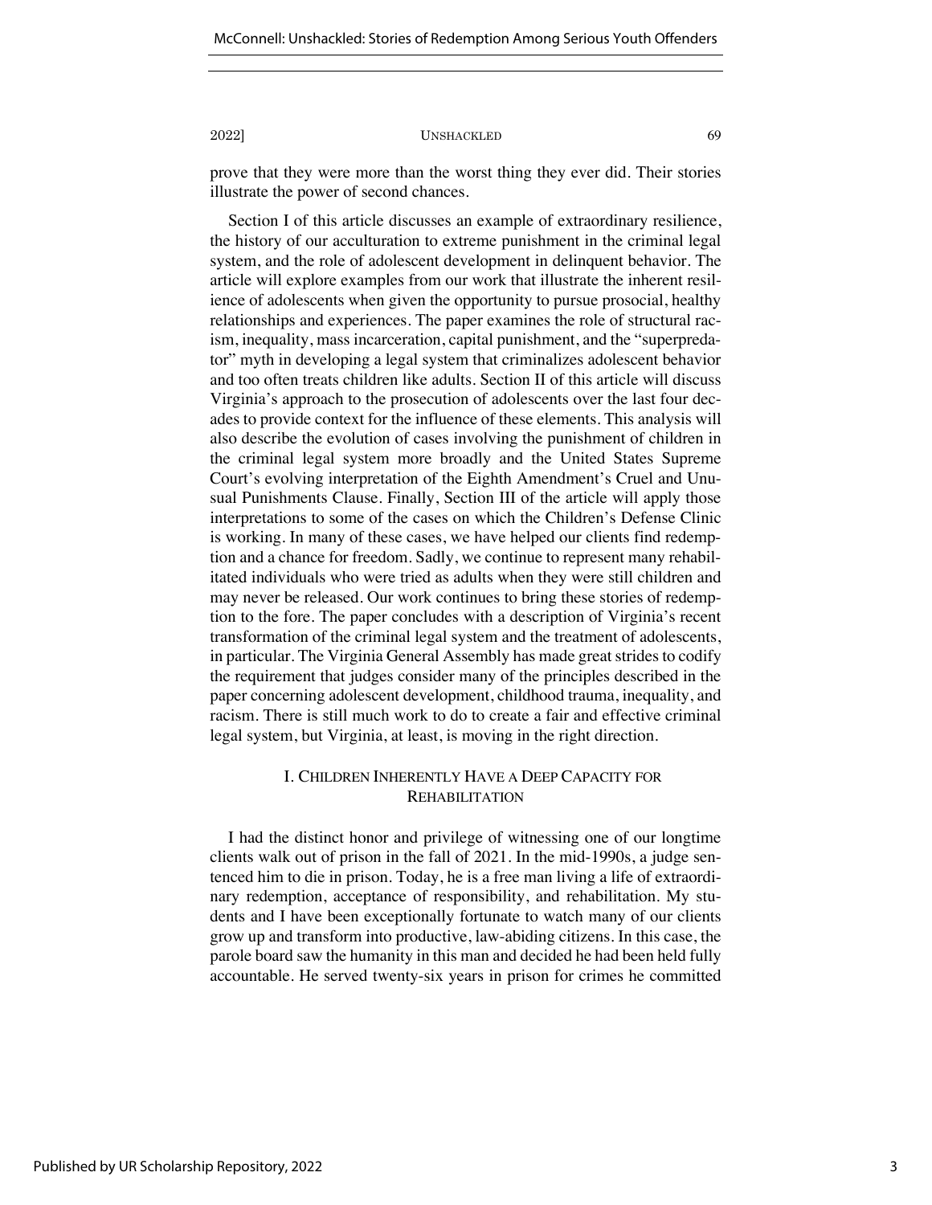prove that they were more than the worst thing they ever did. Their stories illustrate the power of second chances.

Section I of this article discusses an example of extraordinary resilience, the history of our acculturation to extreme punishment in the criminal legal system, and the role of adolescent development in delinquent behavior. The article will explore examples from our work that illustrate the inherent resilience of adolescents when given the opportunity to pursue prosocial, healthy relationships and experiences. The paper examines the role of structural racism, inequality, mass incarceration, capital punishment, and the "superpredator" myth in developing a legal system that criminalizes adolescent behavior and too often treats children like adults. Section II of this article will discuss Virginia's approach to the prosecution of adolescents over the last four decades to provide context for the influence of these elements. This analysis will also describe the evolution of cases involving the punishment of children in the criminal legal system more broadly and the United States Supreme Court's evolving interpretation of the Eighth Amendment's Cruel and Unusual Punishments Clause. Finally, Section III of the article will apply those interpretations to some of the cases on which the Children's Defense Clinic is working. In many of these cases, we have helped our clients find redemption and a chance for freedom. Sadly, we continue to represent many rehabilitated individuals who were tried as adults when they were still children and may never be released. Our work continues to bring these stories of redemption to the fore. The paper concludes with a description of Virginia's recent transformation of the criminal legal system and the treatment of adolescents, in particular. The Virginia General Assembly has made great strides to codify the requirement that judges consider many of the principles described in the paper concerning adolescent development, childhood trauma, inequality, and racism. There is still much work to do to create a fair and effective criminal legal system, but Virginia, at least, is moving in the right direction.

## I. CHILDREN INHERENTLY HAVE A DEEP CAPACITY FOR REHABILITATION

I had the distinct honor and privilege of witnessing one of our longtime clients walk out of prison in the fall of 2021. In the mid-1990s, a judge sentenced him to die in prison. Today, he is a free man living a life of extraordinary redemption, acceptance of responsibility, and rehabilitation. My students and I have been exceptionally fortunate to watch many of our clients grow up and transform into productive, law-abiding citizens. In this case, the parole board saw the humanity in this man and decided he had been held fully accountable. He served twenty-six years in prison for crimes he committed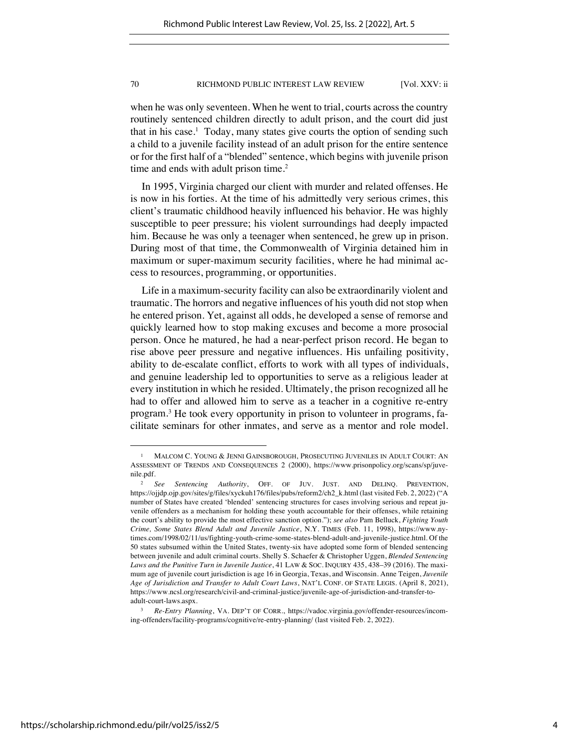when he was only seventeen. When he went to trial, courts across the country routinely sentenced children directly to adult prison, and the court did just that in his case.[1] Today, many states give courts the option of sending such a child to a juvenile facility instead of an adult prison for the entire sentence or for the first half of a "blended" sentence, which begins with juvenile prison time and ends with adult prison time.[2]

In 1995, Virginia charged our client with murder and related offenses. He is now in his forties. At the time of his admittedly very serious crimes, this client's traumatic childhood heavily influenced his behavior. He was highly susceptible to peer pressure; his violent surroundings had deeply impacted him. Because he was only a teenager when sentenced, he grew up in prison. During most of that time, the Commonwealth of Virginia detained him in maximum or super-maximum security facilities, where he had minimal access to resources, programming, or opportunities.

Life in a maximum-security facility can also be extraordinarily violent and traumatic. The horrors and negative influences of his youth did not stop when he entered prison. Yet, against all odds, he developed a sense of remorse and quickly learned how to stop making excuses and become a more prosocial person. Once he matured, he had a near-perfect prison record. He began to rise above peer pressure and negative influences. His unfailing positivity, ability to de-escalate conflict, efforts to work with all types of individuals, and genuine leadership led to opportunities to serve as a religious leader at every institution in which he resided. Ultimately, the prison recognized all he had to offer and allowed him to serve as a teacher in a cognitive re-entry program.[3] He took every opportunity in prison to volunteer in programs, facilitate seminars for other inmates, and serve as a mentor and role model.

---

[1] MALCOM C. YOUNG & JENNI GAINSBOROUGH, PROSECUTING JUVENILES IN ADULT COURT: AN ASSESSMENT OF TRENDS AND CONSEQUENCES 2 (2000), https://www.prisonpolicy.org/scans/sp/juvenile.pdf.

[2] *See Sentencing Authority*, OFF. OF JUV. JUST. AND DELINQ. PREVENTION, https://ojjdp.ojp.gov/sites/g/files/xyckuh176/files/pubs/reform2/ch2_k.html (last visited Feb. 2, 2022) ("A number of States have created 'blended' sentencing structures for cases involving serious and repeat juvenile offenders as a mechanism for holding these youth accountable for their offenses, while retaining the court's ability to provide the most effective sanction option."); *see also* Pam Belluck, *Fighting Youth Crime, Some States Blend Adult and Juvenile Justice*, N.Y. TIMES (Feb. 11, 1998), https://www.nytimes.com/1998/02/11/us/fighting-youth-crime-some-states-blend-adult-and-juvenile-justice.html. Of the 50 states subsumed within the United States, twenty-six have adopted some form of blended sentencing between juvenile and adult criminal courts. Shelly S. Schaefer & Christopher Uggen, *Blended Sentencing Laws and the Punitive Turn in Juvenile Justice*, 41 LAW & SOC. INQUIRY 435, 438–39 (2016). The maximum age of juvenile court jurisdiction is age 16 in Georgia, Texas, and Wisconsin. Anne Teigen, *Juvenile Age of Jurisdiction and Transfer to Adult Court Laws*, NAT'L CONF. OF STATE LEGIS. (April 8, 2021), https://www.ncsl.org/research/civil-and-criminal-justice/juvenile-age-of-jurisdiction-and-transfer-to-adult-court-laws.aspx.

[3] *Re-Entry Planning*, VA. DEP'T OF CORR., https://vadoc.virginia.gov/offender-resources/incoming-offenders/facility-programs/cognitive/re-entry-planning/ (last visited Feb. 2, 2022).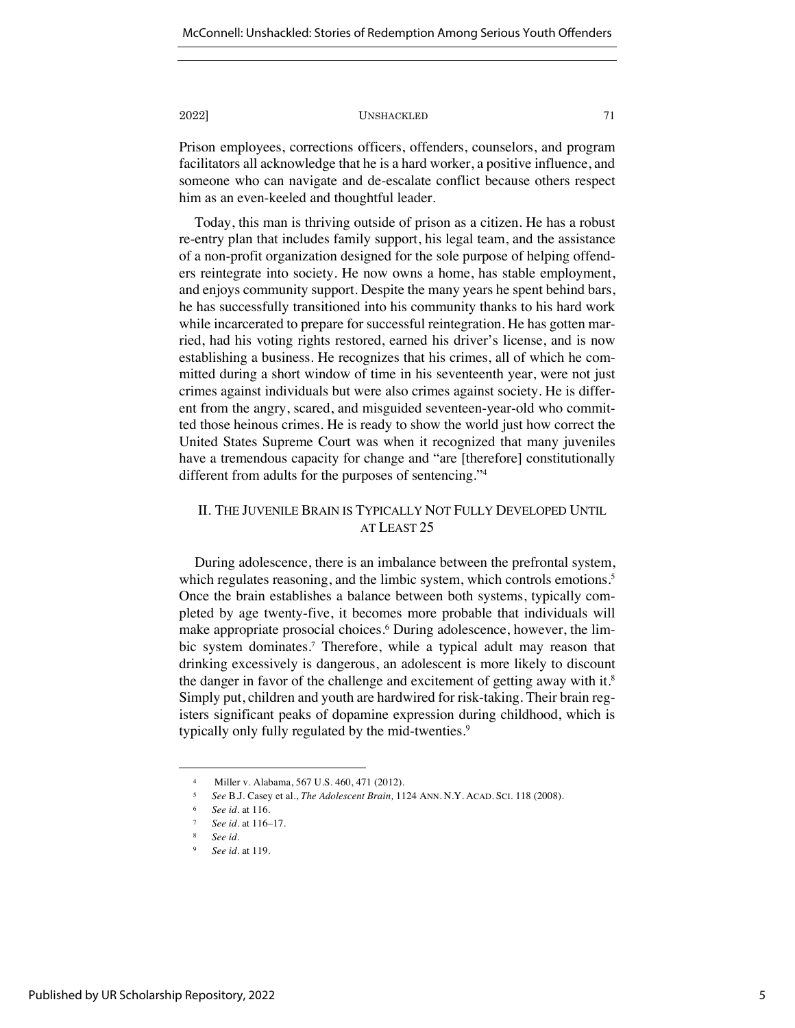Prison employees, corrections officers, offenders, counselors, and program facilitators all acknowledge that he is a hard worker, a positive influence, and someone who can navigate and de-escalate conflict because others respect him as an even-keeled and thoughtful leader.

Today, this man is thriving outside of prison as a citizen. He has a robust re-entry plan that includes family support, his legal team, and the assistance of a non-profit organization designed for the sole purpose of helping offenders reintegrate into society. He now owns a home, has stable employment, and enjoys community support. Despite the many years he spent behind bars, he has successfully transitioned into his community thanks to his hard work while incarcerated to prepare for successful reintegration. He has gotten married, had his voting rights restored, earned his driver's license, and is now establishing a business. He recognizes that his crimes, all of which he committed during a short window of time in his seventeenth year, were not just crimes against individuals but were also crimes against society. He is different from the angry, scared, and misguided seventeen-year-old who committed those heinous crimes. He is ready to show the world just how correct the United States Supreme Court was when it recognized that many juveniles have a tremendous capacity for change and "are [therefore] constitutionally different from adults for the purposes of sentencing."[4]

## II. The Juvenile Brain is Typically Not Fully Developed Until at Least 25

During adolescence, there is an imbalance between the prefrontal system, which regulates reasoning, and the limbic system, which controls emotions.[5] Once the brain establishes a balance between both systems, typically completed by age twenty-five, it becomes more probable that individuals will make appropriate prosocial choices.[6] During adolescence, however, the limbic system dominates.[7] Therefore, while a typical adult may reason that drinking excessively is dangerous, an adolescent is more likely to discount the danger in favor of the challenge and excitement of getting away with it.[8] Simply put, children and youth are hardwired for risk-taking. Their brain registers significant peaks of dopamine expression during childhood, which is typically only fully regulated by the mid-twenties.[9]

---

[4] Miller v. Alabama, 567 U.S. 460, 471 (2012).

[5] *See* B.J. Casey et al., *The Adolescent Brain,* 1124 Ann. N.Y. Acad. Sci. 118 (2008).

[6] *See id.* at 116.

[7] *See id.* at 116–17.

[8] *See id.*

[9] *See id.* at 119.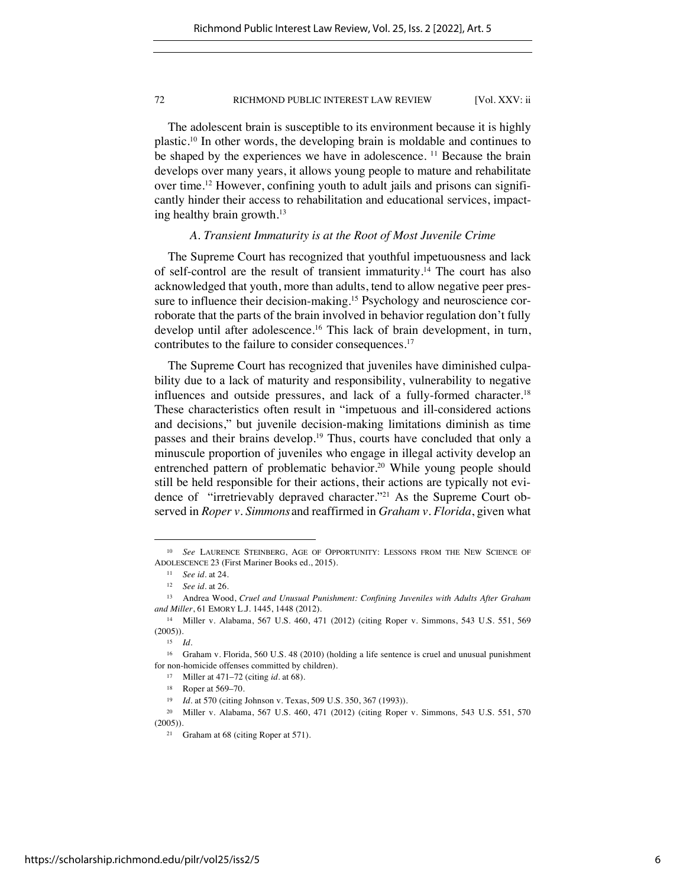The adolescent brain is susceptible to its environment because it is highly plastic.[10] In other words, the developing brain is moldable and continues to be shaped by the experiences we have in adolescence. [11] Because the brain develops over many years, it allows young people to mature and rehabilitate over time.[12] However, confining youth to adult jails and prisons can significantly hinder their access to rehabilitation and educational services, impacting healthy brain growth.[13]

### *A. Transient Immaturity is at the Root of Most Juvenile Crime*

The Supreme Court has recognized that youthful impetuousness and lack of self-control are the result of transient immaturity.[14] The court has also acknowledged that youth, more than adults, tend to allow negative peer pressure to influence their decision-making.[15] Psychology and neuroscience corroborate that the parts of the brain involved in behavior regulation don't fully develop until after adolescence.[16] This lack of brain development, in turn, contributes to the failure to consider consequences.[17]

The Supreme Court has recognized that juveniles have diminished culpability due to a lack of maturity and responsibility, vulnerability to negative influences and outside pressures, and lack of a fully-formed character.[18] These characteristics often result in "impetuous and ill-considered actions and decisions," but juvenile decision-making limitations diminish as time passes and their brains develop.[19] Thus, courts have concluded that only a minuscule proportion of juveniles who engage in illegal activity develop an entrenched pattern of problematic behavior.[20] While young people should still be held responsible for their actions, their actions are typically not evidence of "irretrievably depraved character."[21] As the Supreme Court observed in *Roper v. Simmons* and reaffirmed in *Graham v. Florida*, given what

---

[10] *See* LAURENCE STEINBERG, AGE OF OPPORTUNITY: LESSONS FROM THE NEW SCIENCE OF ADOLESCENCE 23 (First Mariner Books ed., 2015).

[11] *See id.* at 24.

[12] *See id.* at 26.

[13] Andrea Wood, *Cruel and Unusual Punishment: Confining Juveniles with Adults After Graham and Miller*, 61 EMORY L.J. 1445, 1448 (2012).

[14] Miller v. Alabama, 567 U.S. 460, 471 (2012) (citing Roper v. Simmons, 543 U.S. 551, 569 (2005)).

[15] *Id.*

[16] Graham v. Florida, 560 U.S. 48 (2010) (holding a life sentence is cruel and unusual punishment for non-homicide offenses committed by children).

[17] Miller at 471–72 (citing *id.* at 68).

[18] Roper at 569–70.

[19] *Id.* at 570 (citing Johnson v. Texas, 509 U.S. 350, 367 (1993)).

[20] Miller v. Alabama, 567 U.S. 460, 471 (2012) (citing Roper v. Simmons, 543 U.S. 551, 570 (2005)).

[21] Graham at 68 (citing Roper at 571).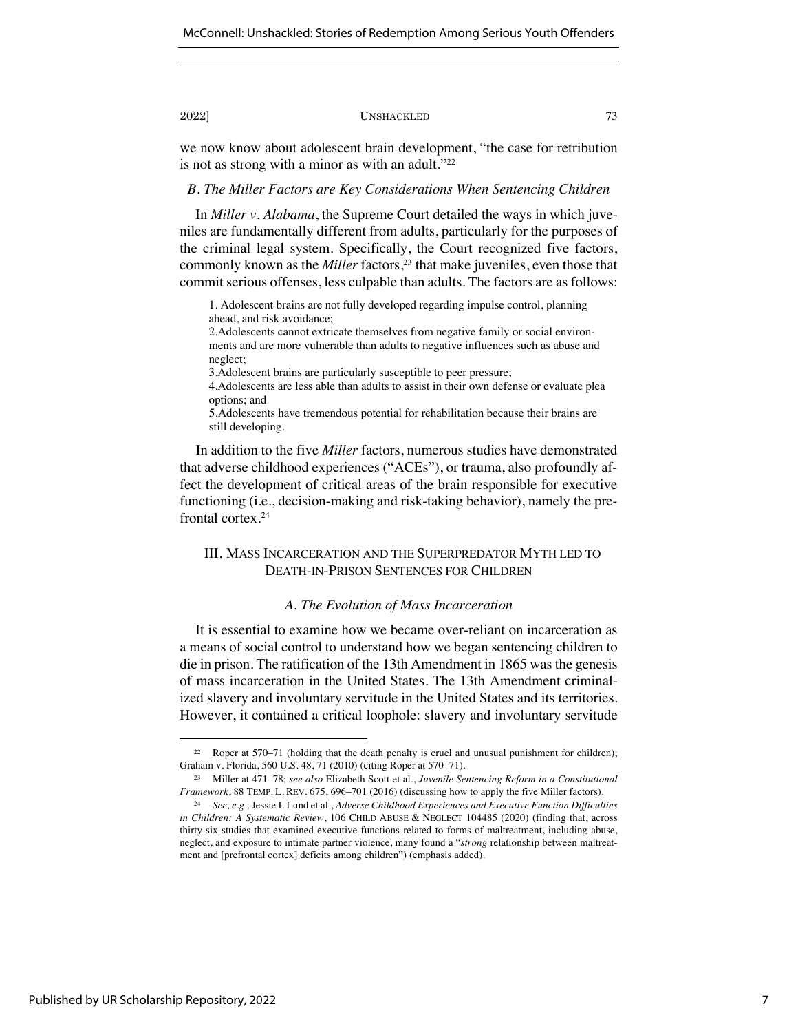we now know about adolescent brain development, "the case for retribution is not as strong with a minor as with an adult."[22]

### *B. The Miller Factors are Key Considerations When Sentencing Children*

In *Miller v. Alabama*, the Supreme Court detailed the ways in which juveniles are fundamentally different from adults, particularly for the purposes of the criminal legal system. Specifically, the Court recognized five factors, commonly known as the *Miller* factors,[23] that make juveniles, even those that commit serious offenses, less culpable than adults. The factors are as follows:

> 1. Adolescent brains are not fully developed regarding impulse control, planning ahead, and risk avoidance;
> 2. Adolescents cannot extricate themselves from negative family or social environments and are more vulnerable than adults to negative influences such as abuse and neglect;
> 3. Adolescent brains are particularly susceptible to peer pressure;
> 4. Adolescents are less able than adults to assist in their own defense or evaluate plea options; and
> 5. Adolescents have tremendous potential for rehabilitation because their brains are still developing.

In addition to the five *Miller* factors, numerous studies have demonstrated that adverse childhood experiences ("ACEs"), or trauma, also profoundly affect the development of critical areas of the brain responsible for executive functioning (i.e., decision-making and risk-taking behavior), namely the prefrontal cortex.[24]

## III. Mass Incarceration and the Superpredator Myth Led to Death-in-Prison Sentences for Children

### *A. The Evolution of Mass Incarceration*

It is essential to examine how we became over-reliant on incarceration as a means of social control to understand how we began sentencing children to die in prison. The ratification of the 13th Amendment in 1865 was the genesis of mass incarceration in the United States. The 13th Amendment criminalized slavery and involuntary servitude in the United States and its territories. However, it contained a critical loophole: slavery and involuntary servitude

---

[22] Roper at 570–71 (holding that the death penalty is cruel and unusual punishment for children); Graham v. Florida, 560 U.S. 48, 71 (2010) (citing Roper at 570–71).

[23] Miller at 471–78; *see also* Elizabeth Scott et al., *Juvenile Sentencing Reform in a Constitutional Framework*, 88 TEMP. L. REV. 675, 696–701 (2016) (discussing how to apply the five Miller factors).

[24] *See, e.g.,* Jessie I. Lund et al., *Adverse Childhood Experiences and Executive Function Difficulties in Children: A Systematic Review*, 106 CHILD ABUSE & NEGLECT 104485 (2020) (finding that, across thirty-six studies that examined executive functions related to forms of maltreatment, including abuse, neglect, and exposure to intimate partner violence, many found a "*strong* relationship between maltreatment and [prefrontal cortex] deficits among children") (emphasis added).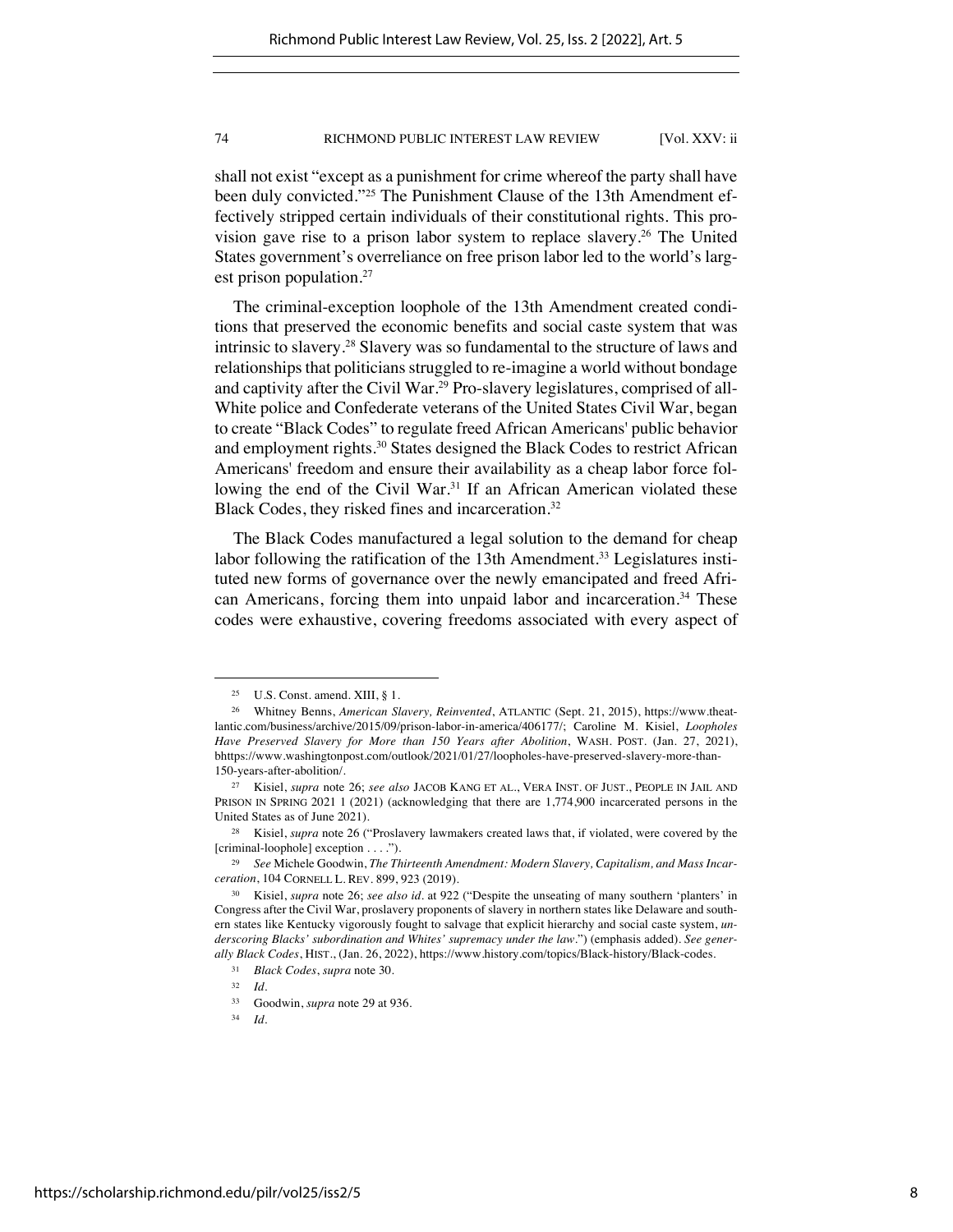shall not exist "except as a punishment for crime whereof the party shall have been duly convicted."[25] The Punishment Clause of the 13th Amendment effectively stripped certain individuals of their constitutional rights. This provision gave rise to a prison labor system to replace slavery.[26] The United States government's overreliance on free prison labor led to the world's largest prison population.[27]

The criminal-exception loophole of the 13th Amendment created conditions that preserved the economic benefits and social caste system that was intrinsic to slavery.[28] Slavery was so fundamental to the structure of laws and relationships that politicians struggled to re-imagine a world without bondage and captivity after the Civil War.[29] Pro-slavery legislatures, comprised of all-White police and Confederate veterans of the United States Civil War, began to create "Black Codes" to regulate freed African Americans' public behavior and employment rights.[30] States designed the Black Codes to restrict African Americans' freedom and ensure their availability as a cheap labor force following the end of the Civil War.[31] If an African American violated these Black Codes, they risked fines and incarceration.[32]

The Black Codes manufactured a legal solution to the demand for cheap labor following the ratification of the 13th Amendment.[33] Legislatures instituted new forms of governance over the newly emancipated and freed African Americans, forcing them into unpaid labor and incarceration.[34] These codes were exhaustive, covering freedoms associated with every aspect of

---

[25] U.S. Const. amend. XIII, § 1.

[26] Whitney Benns, *American Slavery, Reinvented*, ATLANTIC (Sept. 21, 2015), https://www.theatlantic.com/business/archive/2015/09/prison-labor-in-america/406177/; Caroline M. Kisiel, *Loopholes Have Preserved Slavery for More than 150 Years after Abolition*, WASH. POST. (Jan. 27, 2021), bhttps://www.washingtonpost.com/outlook/2021/01/27/loopholes-have-preserved-slavery-more-than-150-years-after-abolition/.

[27] Kisiel, *supra* note 26; *see also* JACOB KANG ET AL., VERA INST. OF JUST., PEOPLE IN JAIL AND PRISON IN SPRING 2021 1 (2021) (acknowledging that there are 1,774,900 incarcerated persons in the United States as of June 2021).

[28] Kisiel, *supra* note 26 ("Proslavery lawmakers created laws that, if violated, were covered by the [criminal-loophole] exception . . . .").

[29] *See* Michele Goodwin, *The Thirteenth Amendment: Modern Slavery, Capitalism, and Mass Incarceration*, 104 CORNELL L. REV. 899, 923 (2019).

[30] Kisiel, *supra* note 26; *see also id.* at 922 ("Despite the unseating of many southern 'planters' in Congress after the Civil War, proslavery proponents of slavery in northern states like Delaware and southern states like Kentucky vigorously fought to salvage that explicit hierarchy and social caste system, *underscoring Blacks' subordination and Whites' supremacy under the law*.") (emphasis added). *See generally Black Codes*, HIST., (Jan. 26, 2022), https://www.history.com/topics/Black-history/Black-codes.

[31] *Black Codes*, *supra* note 30.

[32] *Id.*

[33] Goodwin, *supra* note 29 at 936.

[34] *Id.*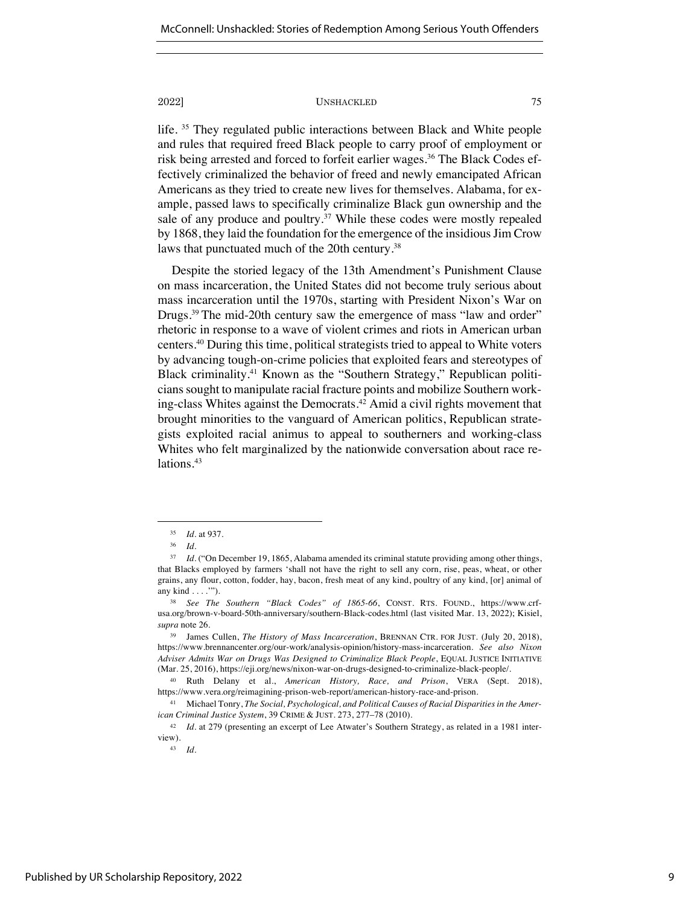life. [35] They regulated public interactions between Black and White people and rules that required freed Black people to carry proof of employment or risk being arrested and forced to forfeit earlier wages.[36] The Black Codes effectively criminalized the behavior of freed and newly emancipated African Americans as they tried to create new lives for themselves. Alabama, for example, passed laws to specifically criminalize Black gun ownership and the sale of any produce and poultry.[37] While these codes were mostly repealed by 1868, they laid the foundation for the emergence of the insidious Jim Crow laws that punctuated much of the 20th century.[38]

Despite the storied legacy of the 13th Amendment's Punishment Clause on mass incarceration, the United States did not become truly serious about mass incarceration until the 1970s, starting with President Nixon's War on Drugs.[39] The mid-20th century saw the emergence of mass "law and order" rhetoric in response to a wave of violent crimes and riots in American urban centers.[40] During this time, political strategists tried to appeal to White voters by advancing tough-on-crime policies that exploited fears and stereotypes of Black criminality.[41] Known as the "Southern Strategy," Republican politicians sought to manipulate racial fracture points and mobilize Southern working-class Whites against the Democrats.[42] Amid a civil rights movement that brought minorities to the vanguard of American politics, Republican strategists exploited racial animus to appeal to southerners and working-class Whites who felt marginalized by the nationwide conversation about race relations.[43]

---

[35] *Id.* at 937.

[36] *Id.*

[37] *Id.* ("On December 19, 1865, Alabama amended its criminal statute providing among other things, that Blacks employed by farmers 'shall not have the right to sell any corn, rise, peas, wheat, or other grains, any flour, cotton, fodder, hay, bacon, fresh meat of any kind, poultry of any kind, [or] animal of any kind . . . .'").

[38] *See The Southern "Black Codes" of 1865-66*, CONST. RTS. FOUND., https://www.crf-usa.org/brown-v-board-50th-anniversary/southern-Black-codes.html (last visited Mar. 13, 2022); Kisiel, *supra* note 26.

[39] James Cullen, *The History of Mass Incarceration*, BRENNAN CTR. FOR JUST. (July 20, 2018), https://www.brennancenter.org/our-work/analysis-opinion/history-mass-incarceration. *See also Nixon Adviser Admits War on Drugs Was Designed to Criminalize Black People*, EQUAL JUSTICE INITIATIVE (Mar. 25, 2016), https://eji.org/news/nixon-war-on-drugs-designed-to-criminalize-black-people/.

[40] Ruth Delany et al., *American History, Race, and Prison*, VERA (Sept. 2018), https://www.vera.org/reimagining-prison-web-report/american-history-race-and-prison.

[41] Michael Tonry, *The Social, Psychological, and Political Causes of Racial Disparities in the American Criminal Justice System*, 39 CRIME & JUST. 273, 277–78 (2010).

[42] *Id.* at 279 (presenting an excerpt of Lee Atwater's Southern Strategy, as related in a 1981 interview).

[43] *Id.*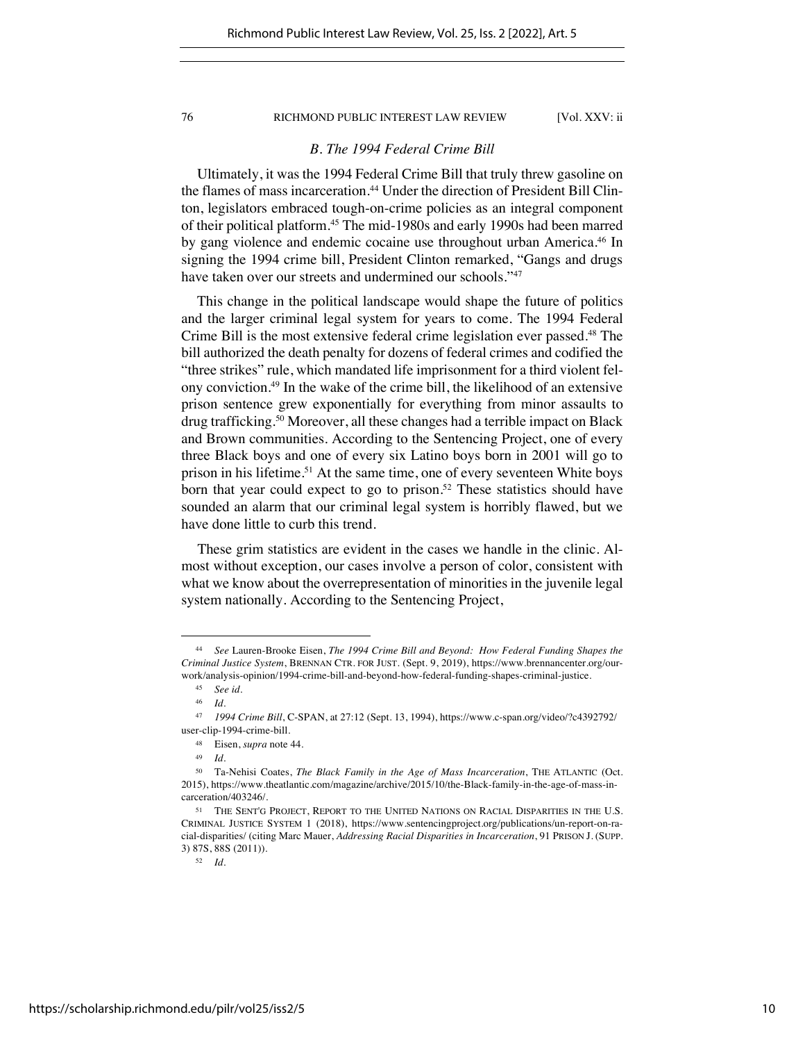### *B. The 1994 Federal Crime Bill*

Ultimately, it was the 1994 Federal Crime Bill that truly threw gasoline on the flames of mass incarceration.[44] Under the direction of President Bill Clinton, legislators embraced tough-on-crime policies as an integral component of their political platform.[45] The mid-1980s and early 1990s had been marred by gang violence and endemic cocaine use throughout urban America.[46] In signing the 1994 crime bill, President Clinton remarked, "Gangs and drugs have taken over our streets and undermined our schools."[47]

This change in the political landscape would shape the future of politics and the larger criminal legal system for years to come. The 1994 Federal Crime Bill is the most extensive federal crime legislation ever passed.[48] The bill authorized the death penalty for dozens of federal crimes and codified the "three strikes" rule, which mandated life imprisonment for a third violent felony conviction.[49] In the wake of the crime bill, the likelihood of an extensive prison sentence grew exponentially for everything from minor assaults to drug trafficking.[50] Moreover, all these changes had a terrible impact on Black and Brown communities. According to the Sentencing Project, one of every three Black boys and one of every six Latino boys born in 2001 will go to prison in his lifetime.[51] At the same time, one of every seventeen White boys born that year could expect to go to prison.[52] These statistics should have sounded an alarm that our criminal legal system is horribly flawed, but we have done little to curb this trend.

These grim statistics are evident in the cases we handle in the clinic. Almost without exception, our cases involve a person of color, consistent with what we know about the overrepresentation of minorities in the juvenile legal system nationally. According to the Sentencing Project,

---

[44] *See* Lauren-Brooke Eisen, *The 1994 Crime Bill and Beyond: How Federal Funding Shapes the Criminal Justice System*, BRENNAN CTR. FOR JUST. (Sept. 9, 2019), https://www.brennancenter.org/our-work/analysis-opinion/1994-crime-bill-and-beyond-how-federal-funding-shapes-criminal-justice.

[45] *See id.*

[46] *Id.*

[47] *1994 Crime Bill*, C-SPAN, at 27:12 (Sept. 13, 1994), https://www.c-span.org/video/?c4392792/user-clip-1994-crime-bill.

[48] Eisen, *supra* note 44.

[49] *Id.*

[50] Ta-Nehisi Coates, *The Black Family in the Age of Mass Incarceration*, THE ATLANTIC (Oct. 2015), https://www.theatlantic.com/magazine/archive/2015/10/the-Black-family-in-the-age-of-mass-incarceration/403246/.

[51] THE SENT'G PROJECT, REPORT TO THE UNITED NATIONS ON RACIAL DISPARITIES IN THE U.S. CRIMINAL JUSTICE SYSTEM 1 (2018), https://www.sentencingproject.org/publications/un-report-on-racial-disparities/ (citing Marc Mauer, *Addressing Racial Disparities in Incarceration*, 91 PRISON J. (SUPP. 3) 87S, 88S (2011)).

[52] *Id.*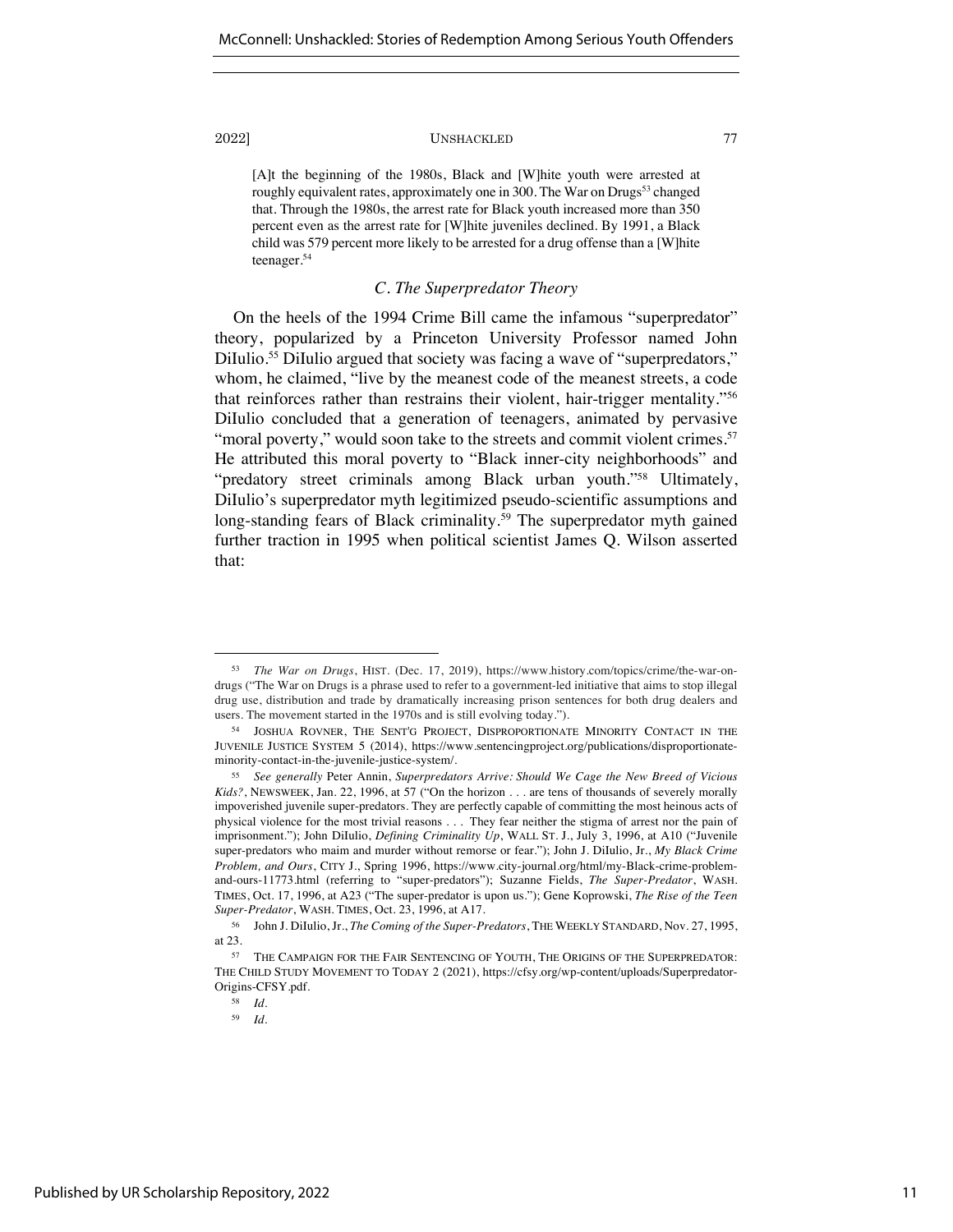> [A]t the beginning of the 1980s, Black and [W]hite youth were arrested at roughly equivalent rates, approximately one in 300. The War on Drugs[53] changed that. Through the 1980s, the arrest rate for Black youth increased more than 350 percent even as the arrest rate for [W]hite juveniles declined. By 1991, a Black child was 579 percent more likely to be arrested for a drug offense than a [W]hite teenager.[54]

### *C. The Superpredator Theory*

On the heels of the 1994 Crime Bill came the infamous "superpredator" theory, popularized by a Princeton University Professor named John DiIulio.[55] DiIulio argued that society was facing a wave of "superpredators," whom, he claimed, "live by the meanest code of the meanest streets, a code that reinforces rather than restrains their violent, hair-trigger mentality."[56] DiIulio concluded that a generation of teenagers, animated by pervasive "moral poverty," would soon take to the streets and commit violent crimes.[57] He attributed this moral poverty to "Black inner-city neighborhoods" and "predatory street criminals among Black urban youth."[58] Ultimately, DiIulio's superpredator myth legitimized pseudo-scientific assumptions and long-standing fears of Black criminality.[59] The superpredator myth gained further traction in 1995 when political scientist James Q. Wilson asserted that:

---

[53] *The War on Drugs*, HIST. (Dec. 17, 2019), https://www.history.com/topics/crime/the-war-on-drugs ("The War on Drugs is a phrase used to refer to a government-led initiative that aims to stop illegal drug use, distribution and trade by dramatically increasing prison sentences for both drug dealers and users. The movement started in the 1970s and is still evolving today.").

[54] JOSHUA ROVNER, THE SENT'G PROJECT, DISPROPORTIONATE MINORITY CONTACT IN THE JUVENILE JUSTICE SYSTEM 5 (2014), https://www.sentencingproject.org/publications/disproportionate-minority-contact-in-the-juvenile-justice-system/.

[55] *See generally* Peter Annin, *Superpredators Arrive: Should We Cage the New Breed of Vicious Kids?*, NEWSWEEK, Jan. 22, 1996, at 57 ("On the horizon . . . are tens of thousands of severely morally impoverished juvenile super-predators. They are perfectly capable of committing the most heinous acts of physical violence for the most trivial reasons . . . They fear neither the stigma of arrest nor the pain of imprisonment."); John DiIulio, *Defining Criminality Up*, WALL ST. J., July 3, 1996, at A10 ("Juvenile super-predators who maim and murder without remorse or fear."); John J. DiIulio, Jr., *My Black Crime Problem, and Ours*, CITY J., Spring 1996, https://www.city-journal.org/html/my-Black-crime-problem-and-ours-11773.html (referring to "super-predators"); Suzanne Fields, *The Super-Predator*, WASH. TIMES, Oct. 17, 1996, at A23 ("The super-predator is upon us."); Gene Koprowski, *The Rise of the Teen Super-Predator*, WASH. TIMES, Oct. 23, 1996, at A17.

[56] John J. DiIulio, Jr., *The Coming of the Super-Predators*, THE WEEKLY STANDARD, Nov. 27, 1995, at 23.

[57] THE CAMPAIGN FOR THE FAIR SENTENCING OF YOUTH, THE ORIGINS OF THE SUPERPREDATOR: THE CHILD STUDY MOVEMENT TO TODAY 2 (2021), https://cfsy.org/wp-content/uploads/Superpredator-Origins-CFSY.pdf.

[58] *Id.*

[59] *Id.*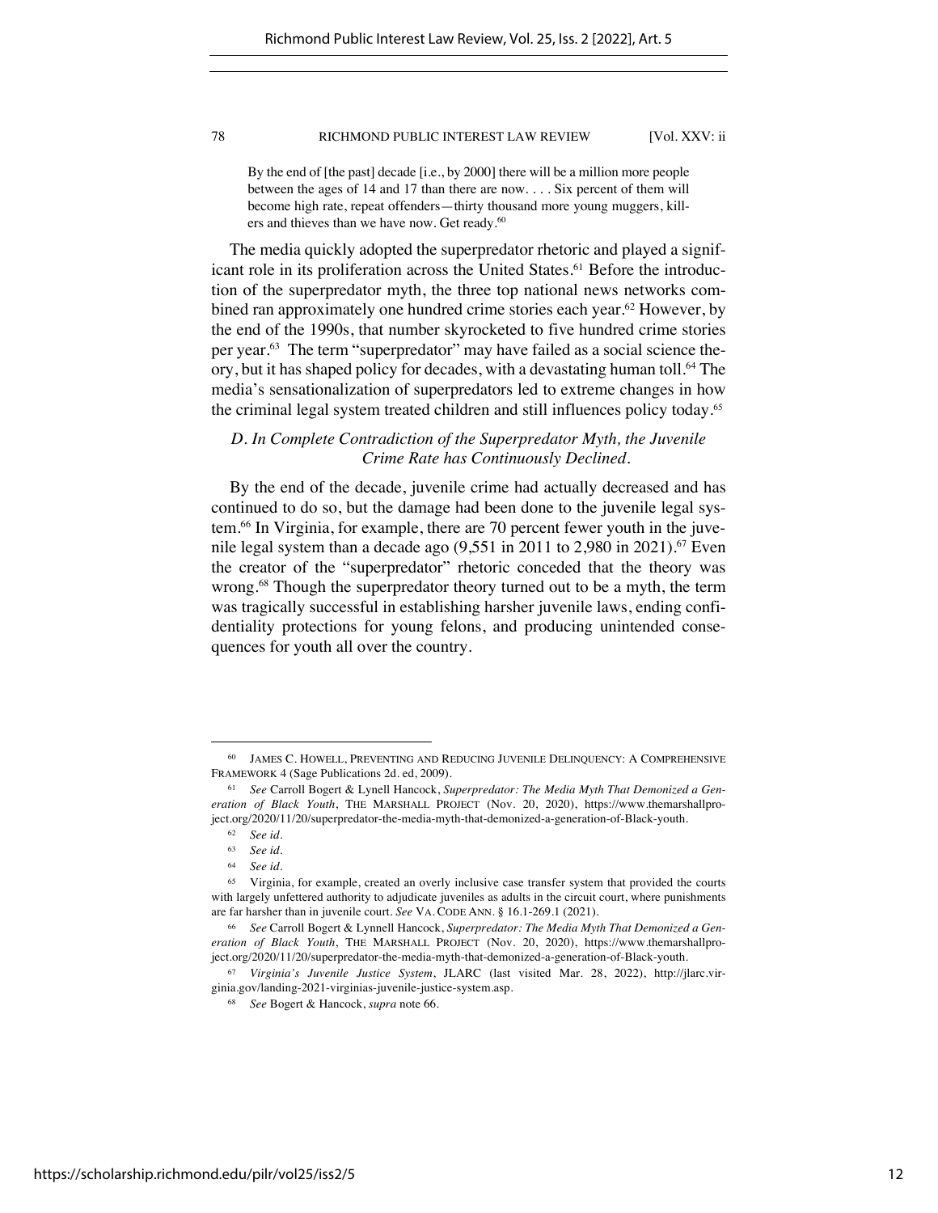> By the end of [the past] decade [i.e., by 2000] there will be a million more people between the ages of 14 and 17 than there are now. . . . Six percent of them will become high rate, repeat offenders—thirty thousand more young muggers, killers and thieves than we have now. Get ready.[60]

The media quickly adopted the superpredator rhetoric and played a significant role in its proliferation across the United States.[61] Before the introduction of the superpredator myth, the three top national news networks combined ran approximately one hundred crime stories each year.[62] However, by the end of the 1990s, that number skyrocketed to five hundred crime stories per year.[63] The term "superpredator" may have failed as a social science theory, but it has shaped policy for decades, with a devastating human toll.[64] The media's sensationalization of superpredators led to extreme changes in how the criminal legal system treated children and still influences policy today.[65]

### *D. In Complete Contradiction of the Superpredator Myth, the Juvenile Crime Rate has Continuously Declined.*

By the end of the decade, juvenile crime had actually decreased and has continued to do so, but the damage had been done to the juvenile legal system.[66] In Virginia, for example, there are 70 percent fewer youth in the juvenile legal system than a decade ago (9,551 in 2011 to 2,980 in 2021).[67] Even the creator of the "superpredator" rhetoric conceded that the theory was wrong.[68] Though the superpredator theory turned out to be a myth, the term was tragically successful in establishing harsher juvenile laws, ending confidentiality protections for young felons, and producing unintended consequences for youth all over the country.

---

[60] JAMES C. HOWELL, PREVENTING AND REDUCING JUVENILE DELINQUENCY: A COMPREHENSIVE FRAMEWORK 4 (Sage Publications 2d. ed, 2009).

[61] *See* Carroll Bogert & Lynell Hancock, *Superpredator: The Media Myth That Demonized a Generation of Black Youth*, THE MARSHALL PROJECT (Nov. 20, 2020), https://www.themarshallproject.org/2020/11/20/superpredator-the-media-myth-that-demonized-a-generation-of-Black-youth.

[62] *See id.*

[63] *See id.*

[64] *See id.*

[65] Virginia, for example, created an overly inclusive case transfer system that provided the courts with largely unfettered authority to adjudicate juveniles as adults in the circuit court, where punishments are far harsher than in juvenile court. *See* VA. CODE ANN. § 16.1-269.1 (2021).

[66] *See* Carroll Bogert & Lynnell Hancock, *Superpredator: The Media Myth That Demonized a Generation of Black Youth*, THE MARSHALL PROJECT (Nov. 20, 2020), https://www.themarshallproject.org/2020/11/20/superpredator-the-media-myth-that-demonized-a-generation-of-Black-youth.

[67] *Virginia's Juvenile Justice System*, JLARC (last visited Mar. 28, 2022), http://jlarc.virginia.gov/landing-2021-virginias-juvenile-justice-system.asp.

[68] *See* Bogert & Hancock, *supra* note 66.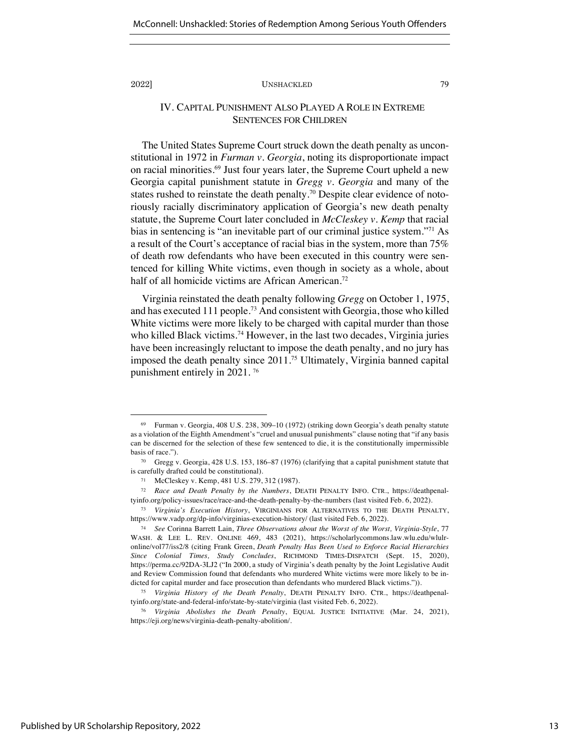## IV. CAPITAL PUNISHMENT ALSO PLAYED A ROLE IN EXTREME SENTENCES FOR CHILDREN

The United States Supreme Court struck down the death penalty as unconstitutional in 1972 in *Furman v. Georgia*, noting its disproportionate impact on racial minorities.[69] Just four years later, the Supreme Court upheld a new Georgia capital punishment statute in *Gregg v. Georgia* and many of the states rushed to reinstate the death penalty.[70] Despite clear evidence of notoriously racially discriminatory application of Georgia's new death penalty statute, the Supreme Court later concluded in *McCleskey v. Kemp* that racial bias in sentencing is "an inevitable part of our criminal justice system."[71] As a result of the Court's acceptance of racial bias in the system, more than 75% of death row defendants who have been executed in this country were sentenced for killing White victims, even though in society as a whole, about half of all homicide victims are African American.[72]

Virginia reinstated the death penalty following *Gregg* on October 1, 1975, and has executed 111 people.[73] And consistent with Georgia, those who killed White victims were more likely to be charged with capital murder than those who killed Black victims.[74] However, in the last two decades, Virginia juries have been increasingly reluctant to impose the death penalty, and no jury has imposed the death penalty since 2011.[75] Ultimately, Virginia banned capital punishment entirely in 2021.[76]

---

[69] Furman v. Georgia, 408 U.S. 238, 309–10 (1972) (striking down Georgia's death penalty statute as a violation of the Eighth Amendment's "cruel and unusual punishments" clause noting that "if any basis can be discerned for the selection of these few sentenced to die, it is the constitutionally impermissible basis of race.").

[70] Gregg v. Georgia, 428 U.S. 153, 186–87 (1976) (clarifying that a capital punishment statute that is carefully drafted could be constitutional).

[71] McCleskey v. Kemp, 481 U.S. 279, 312 (1987).

[72] *Race and Death Penalty by the Numbers*, DEATH PENALTY INFO. CTR., https://deathpenaltyinfo.org/policy-issues/race/race-and-the-death-penalty-by-the-numbers (last visited Feb. 6, 2022).

[73] *Virginia's Execution History*, VIRGINIANS FOR ALTERNATIVES TO THE DEATH PENALTY, https://www.vadp.org/dp-info/virginias-execution-history/ (last visited Feb. 6, 2022).

[74] *See* Corinna Barrett Lain, *Three Observations about the Worst of the Worst, Virginia-Style*, 77 WASH. & LEE L. REV. ONLINE 469, 483 (2021), https://scholarlycommons.law.wlu.edu/wlulronline/vol77/iss2/8 (citing Frank Green, *Death Penalty Has Been Used to Enforce Racial Hierarchies Since Colonial Times, Study Concludes*, RICHMOND TIMES-DISPATCH (Sept. 15, 2020), https://perma.cc/92DA-3LJ2 ("In 2000, a study of Virginia's death penalty by the Joint Legislative Audit and Review Commission found that defendants who murdered White victims were more likely to be indicted for capital murder and face prosecution than defendants who murdered Black victims.")).

[75] *Virginia History of the Death Penalty*, DEATH PENALTY INFO. CTR., https://deathpenaltyinfo.org/state-and-federal-info/state-by-state/virginia (last visited Feb. 6, 2022).

[76] *Virginia Abolishes the Death Penalty*, EQUAL JUSTICE INITIATIVE (Mar. 24, 2021), https://eji.org/news/virginia-death-penalty-abolition/.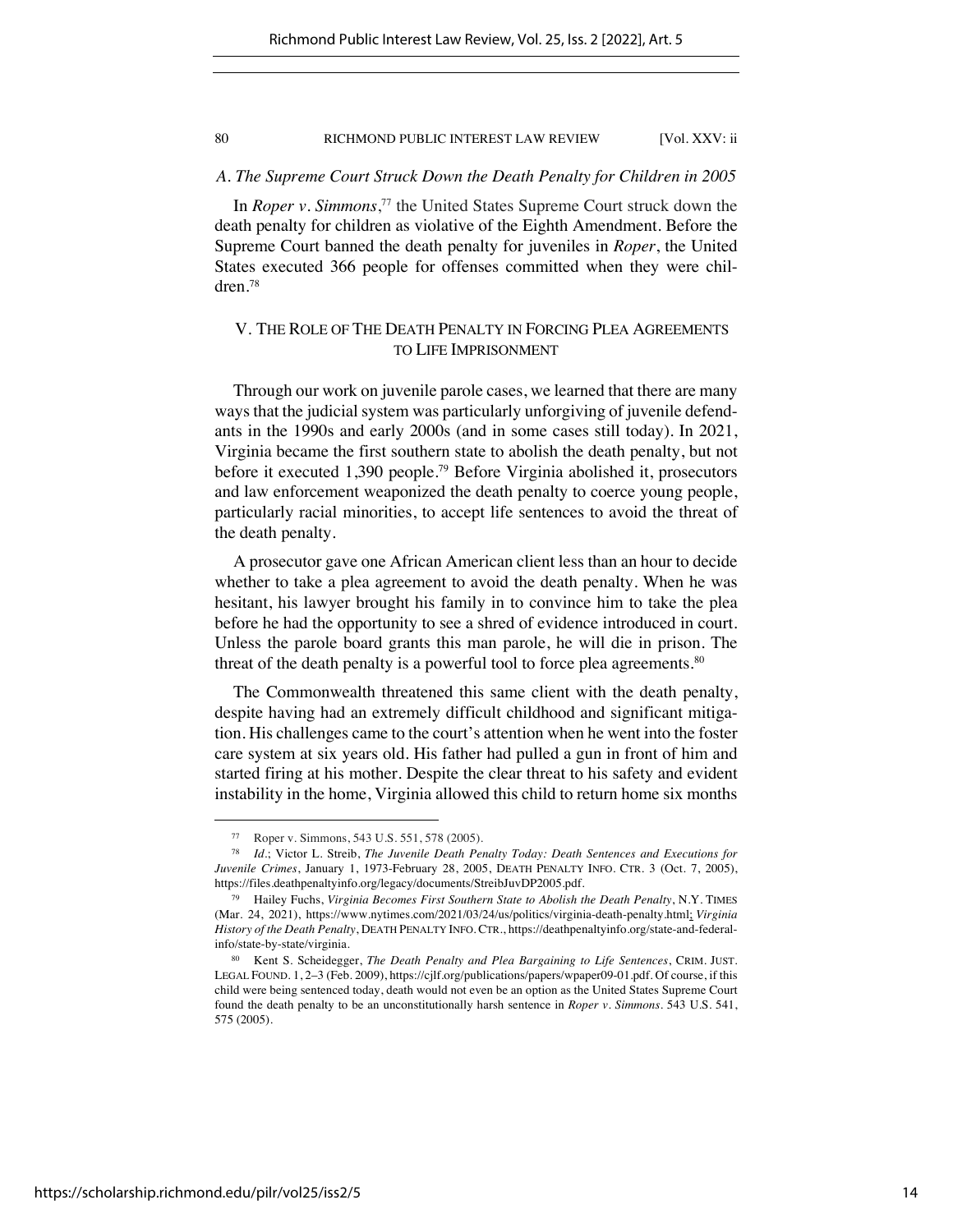### *A. The Supreme Court Struck Down the Death Penalty for Children in 2005*

In *Roper v. Simmons*,[77] the United States Supreme Court struck down the death penalty for children as violative of the Eighth Amendment. Before the Supreme Court banned the death penalty for juveniles in *Roper*, the United States executed 366 people for offenses committed when they were children.[78]

## V. THE ROLE OF THE DEATH PENALTY IN FORCING PLEA AGREEMENTS TO LIFE IMPRISONMENT

Through our work on juvenile parole cases, we learned that there are many ways that the judicial system was particularly unforgiving of juvenile defendants in the 1990s and early 2000s (and in some cases still today). In 2021, Virginia became the first southern state to abolish the death penalty, but not before it executed 1,390 people.[79] Before Virginia abolished it, prosecutors and law enforcement weaponized the death penalty to coerce young people, particularly racial minorities, to accept life sentences to avoid the threat of the death penalty.

A prosecutor gave one African American client less than an hour to decide whether to take a plea agreement to avoid the death penalty. When he was hesitant, his lawyer brought his family in to convince him to take the plea before he had the opportunity to see a shred of evidence introduced in court. Unless the parole board grants this man parole, he will die in prison. The threat of the death penalty is a powerful tool to force plea agreements.[80]

The Commonwealth threatened this same client with the death penalty, despite having had an extremely difficult childhood and significant mitigation. His challenges came to the court's attention when he went into the foster care system at six years old. His father had pulled a gun in front of him and started firing at his mother. Despite the clear threat to his safety and evident instability in the home, Virginia allowed this child to return home six months

---

[77] Roper v. Simmons, 543 U.S. 551, 578 (2005).

[78] *Id.*; Victor L. Streib, *The Juvenile Death Penalty Today: Death Sentences and Executions for Juvenile Crimes*, January 1, 1973-February 28, 2005, DEATH PENALTY INFO. CTR. 3 (Oct. 7, 2005), https://files.deathpenaltyinfo.org/legacy/documents/StreibJuvDP2005.pdf.

[79] Hailey Fuchs, *Virginia Becomes First Southern State to Abolish the Death Penalty*, N.Y. TIMES (Mar. 24, 2021), https://www.nytimes.com/2021/03/24/us/politics/virginia-death-penalty.html; *Virginia History of the Death Penalty*, DEATH PENALTY INFO. CTR., https://deathpenaltyinfo.org/state-and-federal-info/state-by-state/virginia.

[80] Kent S. Scheidegger, *The Death Penalty and Plea Bargaining to Life Sentences*, CRIM. JUST. LEGAL FOUND. 1, 2–3 (Feb. 2009), https://cjlf.org/publications/papers/wpaper09-01.pdf. Of course, if this child were being sentenced today, death would not even be an option as the United States Supreme Court found the death penalty to be an unconstitutionally harsh sentence in *Roper v. Simmons*. 543 U.S. 541, 575 (2005).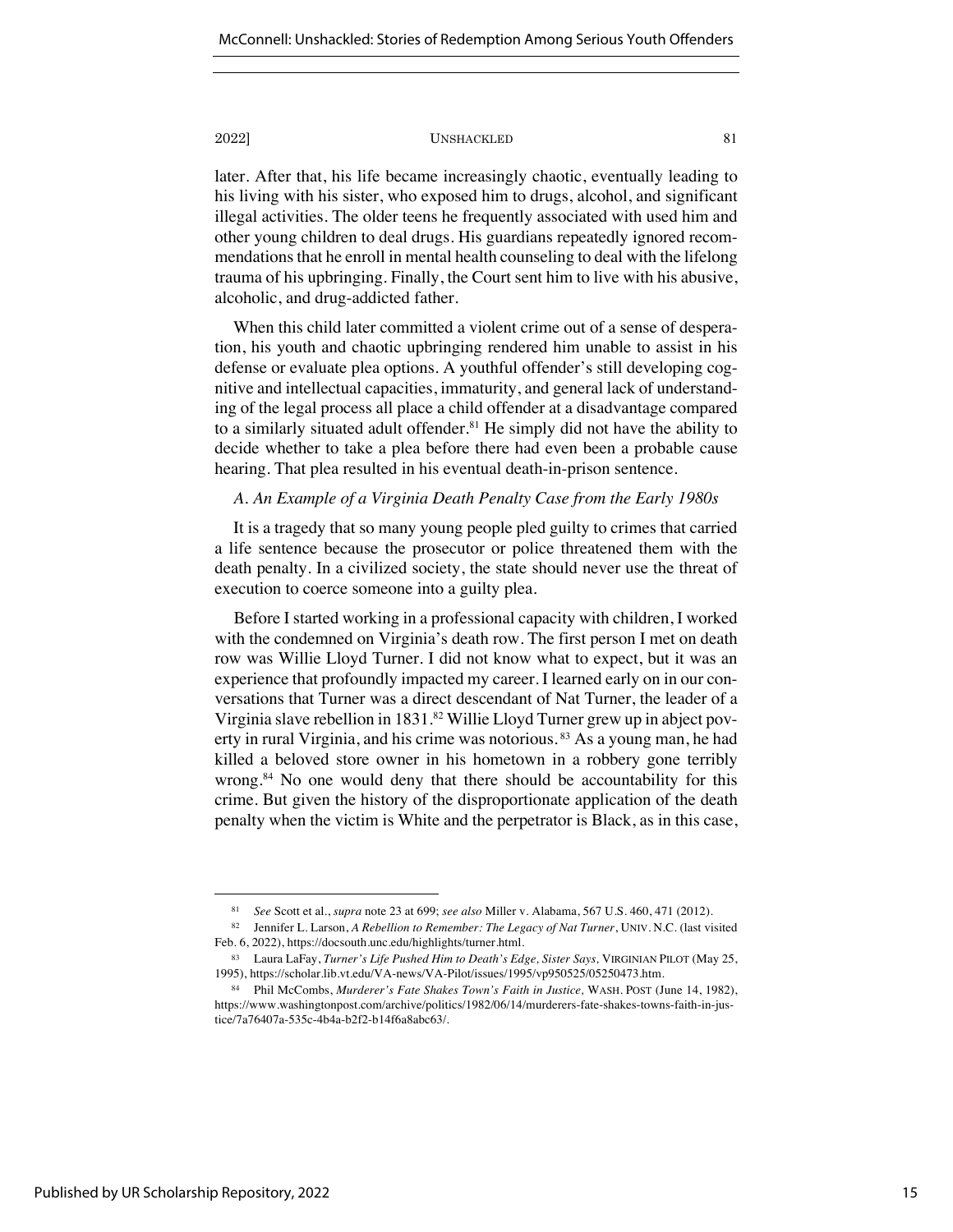later. After that, his life became increasingly chaotic, eventually leading to his living with his sister, who exposed him to drugs, alcohol, and significant illegal activities. The older teens he frequently associated with used him and other young children to deal drugs. His guardians repeatedly ignored recommendations that he enroll in mental health counseling to deal with the lifelong trauma of his upbringing. Finally, the Court sent him to live with his abusive, alcoholic, and drug-addicted father.

When this child later committed a violent crime out of a sense of desperation, his youth and chaotic upbringing rendered him unable to assist in his defense or evaluate plea options. A youthful offender's still developing cognitive and intellectual capacities, immaturity, and general lack of understanding of the legal process all place a child offender at a disadvantage compared to a similarly situated adult offender.[81] He simply did not have the ability to decide whether to take a plea before there had even been a probable cause hearing. That plea resulted in his eventual death-in-prison sentence.

### *A. An Example of a Virginia Death Penalty Case from the Early 1980s*

It is a tragedy that so many young people pled guilty to crimes that carried a life sentence because the prosecutor or police threatened them with the death penalty. In a civilized society, the state should never use the threat of execution to coerce someone into a guilty plea.

Before I started working in a professional capacity with children, I worked with the condemned on Virginia's death row. The first person I met on death row was Willie Lloyd Turner. I did not know what to expect, but it was an experience that profoundly impacted my career. I learned early on in our conversations that Turner was a direct descendant of Nat Turner, the leader of a Virginia slave rebellion in 1831.[82] Willie Lloyd Turner grew up in abject poverty in rural Virginia, and his crime was notorious.[83] As a young man, he had killed a beloved store owner in his hometown in a robbery gone terribly wrong.[84] No one would deny that there should be accountability for this crime. But given the history of the disproportionate application of the death penalty when the victim is White and the perpetrator is Black, as in this case,

---

[81] *See* Scott et al., *supra* note 23 at 699; *see also* Miller v. Alabama, 567 U.S. 460, 471 (2012).

[82] Jennifer L. Larson, *A Rebellion to Remember: The Legacy of Nat Turner*, UNIV. N.C. (last visited Feb. 6, 2022), https://docsouth.unc.edu/highlights/turner.html.

[83] Laura LaFay, *Turner's Life Pushed Him to Death's Edge, Sister Says*, VIRGINIAN PILOT (May 25, 1995), https://scholar.lib.vt.edu/VA-news/VA-Pilot/issues/1995/vp950525/05250473.htm.

[84] Phil McCombs, *Murderer's Fate Shakes Town's Faith in Justice*, WASH. POST (June 14, 1982), https://www.washingtonpost.com/archive/politics/1982/06/14/murderers-fate-shakes-towns-faith-in-justice/7a76407a-535c-4b4a-b2f2-b14f6a8abc63/.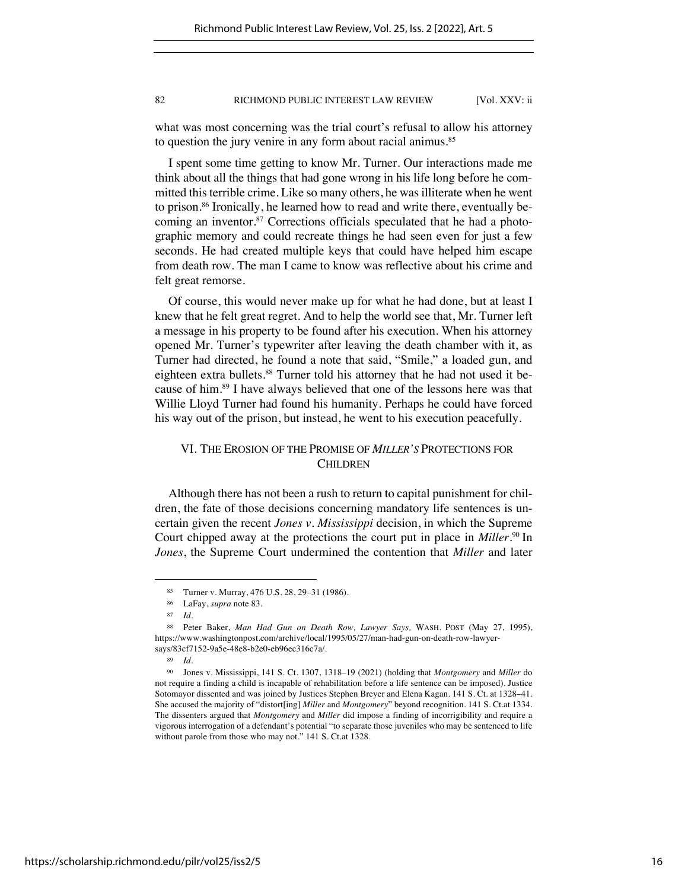what was most concerning was the trial court's refusal to allow his attorney to question the jury venire in any form about racial animus.[85]

I spent some time getting to know Mr. Turner. Our interactions made me think about all the things that had gone wrong in his life long before he committed this terrible crime. Like so many others, he was illiterate when he went to prison.[86] Ironically, he learned how to read and write there, eventually becoming an inventor.[87] Corrections officials speculated that he had a photographic memory and could recreate things he had seen even for just a few seconds. He had created multiple keys that could have helped him escape from death row. The man I came to know was reflective about his crime and felt great remorse.

Of course, this would never make up for what he had done, but at least I knew that he felt great regret. And to help the world see that, Mr. Turner left a message in his property to be found after his execution. When his attorney opened Mr. Turner's typewriter after leaving the death chamber with it, as Turner had directed, he found a note that said, "Smile," a loaded gun, and eighteen extra bullets.[88] Turner told his attorney that he had not used it because of him.[89] I have always believed that one of the lessons here was that Willie Lloyd Turner had found his humanity. Perhaps he could have forced his way out of the prison, but instead, he went to his execution peacefully.

## VI. THE EROSION OF THE PROMISE OF *MILLER'S* PROTECTIONS FOR CHILDREN

Although there has not been a rush to return to capital punishment for children, the fate of those decisions concerning mandatory life sentences is uncertain given the recent *Jones v. Mississippi* decision, in which the Supreme Court chipped away at the protections the court put in place in *Miller*.[90] In *Jones*, the Supreme Court undermined the contention that *Miller* and later

---

[85] Turner v. Murray, 476 U.S. 28, 29–31 (1986).

[86] LaFay, *supra* note 83.

[87] *Id.*

[88] Peter Baker, *Man Had Gun on Death Row, Lawyer Says,* WASH. POST (May 27, 1995), https://www.washingtonpost.com/archive/local/1995/05/27/man-had-gun-on-death-row-lawyer-says/83cf7152-9a5e-48e8-b2e0-eb96ec316c7a/.

[89] *Id.*

[90] Jones v. Mississippi, 141 S. Ct. 1307, 1318–19 (2021) (holding that *Montgomery* and *Miller* do not require a finding a child is incapable of rehabilitation before a life sentence can be imposed). Justice Sotomayor dissented and was joined by Justices Stephen Breyer and Elena Kagan. 141 S. Ct. at 1328–41. She accused the majority of "distort[ing] *Miller* and *Montgomery*" beyond recognition. 141 S. Ct.at 1334. The dissenters argued that *Montgomery* and *Miller* did impose a finding of incorrigibility and require a vigorous interrogation of a defendant's potential "to separate those juveniles who may be sentenced to life without parole from those who may not." 141 S. Ct.at 1328.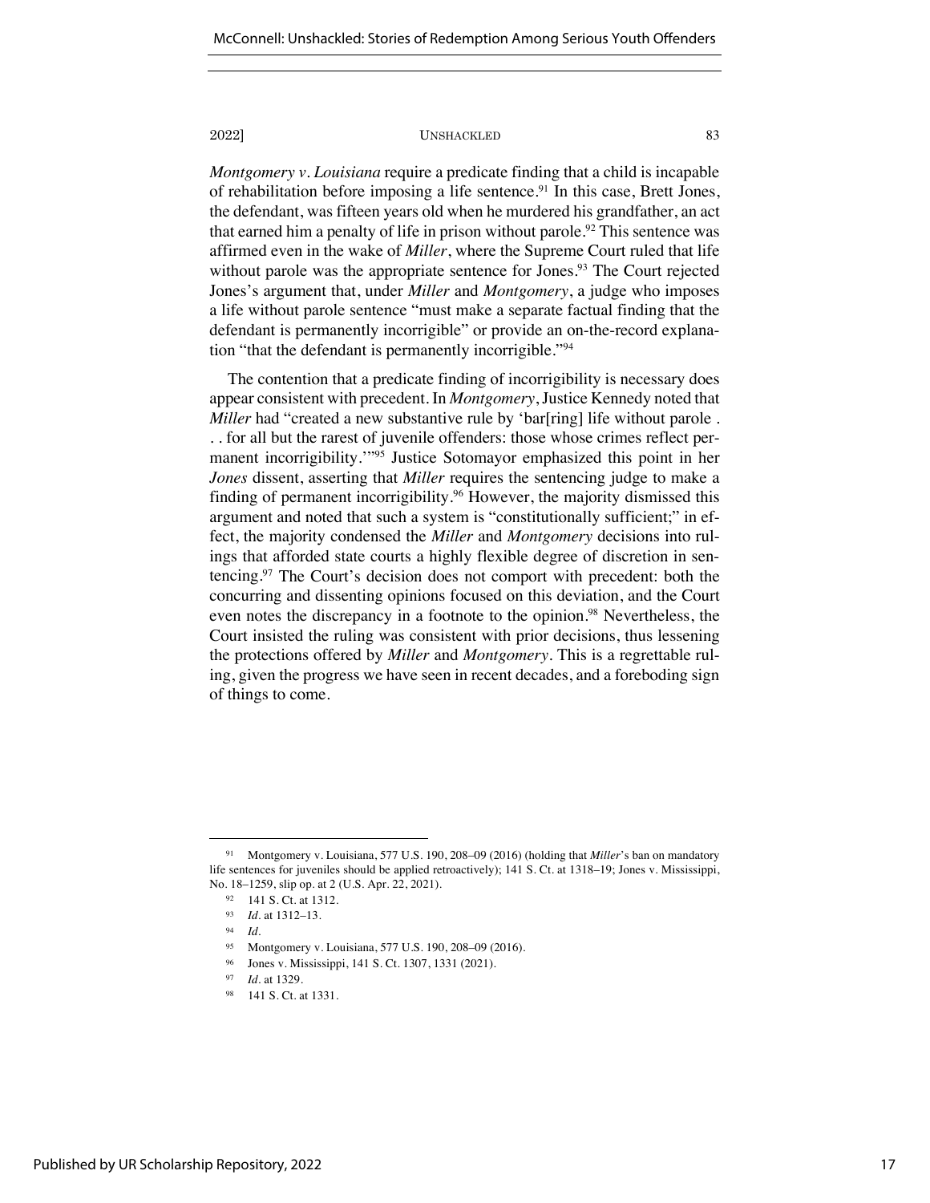*Montgomery v. Louisiana* require a predicate finding that a child is incapable of rehabilitation before imposing a life sentence.[91] In this case, Brett Jones, the defendant, was fifteen years old when he murdered his grandfather, an act that earned him a penalty of life in prison without parole.[92] This sentence was affirmed even in the wake of *Miller*, where the Supreme Court ruled that life without parole was the appropriate sentence for Jones.[93] The Court rejected Jones's argument that, under *Miller* and *Montgomery*, a judge who imposes a life without parole sentence "must make a separate factual finding that the defendant is permanently incorrigible" or provide an on-the-record explanation "that the defendant is permanently incorrigible."[94]

The contention that a predicate finding of incorrigibility is necessary does appear consistent with precedent. In *Montgomery*, Justice Kennedy noted that *Miller* had "created a new substantive rule by 'bar[ring] life without parole . . . for all but the rarest of juvenile offenders: those whose crimes reflect permanent incorrigibility.'"[95] Justice Sotomayor emphasized this point in her *Jones* dissent, asserting that *Miller* requires the sentencing judge to make a finding of permanent incorrigibility.[96] However, the majority dismissed this argument and noted that such a system is "constitutionally sufficient;" in effect, the majority condensed the *Miller* and *Montgomery* decisions into rulings that afforded state courts a highly flexible degree of discretion in sentencing.[97] The Court's decision does not comport with precedent: both the concurring and dissenting opinions focused on this deviation, and the Court even notes the discrepancy in a footnote to the opinion.[98] Nevertheless, the Court insisted the ruling was consistent with prior decisions, thus lessening the protections offered by *Miller* and *Montgomery*. This is a regrettable ruling, given the progress we have seen in recent decades, and a foreboding sign of things to come.

---

[91] Montgomery v. Louisiana, 577 U.S. 190, 208–09 (2016) (holding that *Miller*'s ban on mandatory life sentences for juveniles should be applied retroactively); 141 S. Ct. at 1318–19; Jones v. Mississippi, No. 18–1259, slip op. at 2 (U.S. Apr. 22, 2021).

[92] 141 S. Ct. at 1312.

[93] *Id.* at 1312–13.

[94] *Id.*

[95] Montgomery v. Louisiana, 577 U.S. 190, 208–09 (2016).

[96] Jones v. Mississippi, 141 S. Ct. 1307, 1331 (2021).

[97] *Id.* at 1329.

[98] 141 S. Ct. at 1331.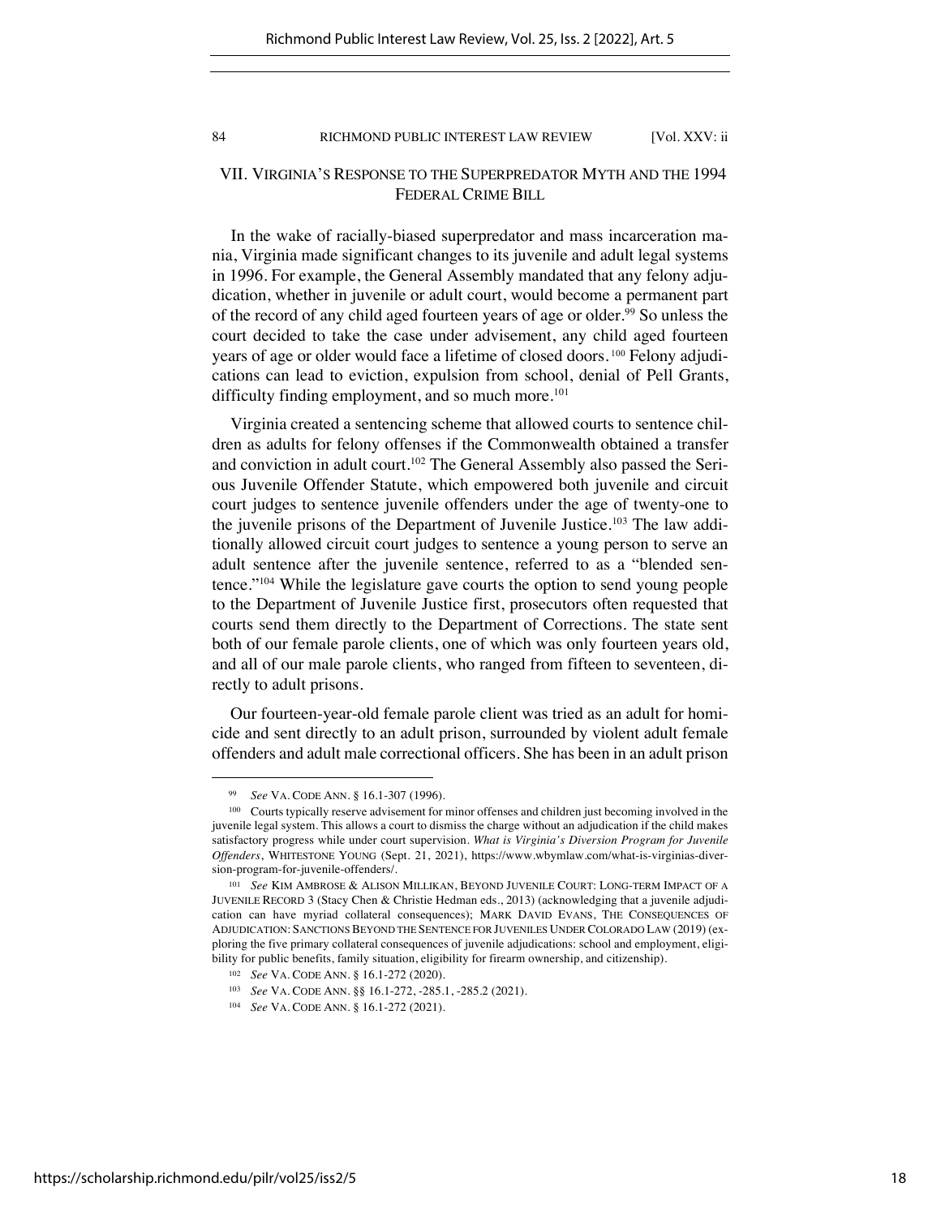## VII. VIRGINIA'S RESPONSE TO THE SUPERPREDATOR MYTH AND THE 1994 FEDERAL CRIME BILL

In the wake of racially-biased superpredator and mass incarceration mania, Virginia made significant changes to its juvenile and adult legal systems in 1996. For example, the General Assembly mandated that any felony adjudication, whether in juvenile or adult court, would become a permanent part of the record of any child aged fourteen years of age or older.[99] So unless the court decided to take the case under advisement, any child aged fourteen years of age or older would face a lifetime of closed doors.[100] Felony adjudications can lead to eviction, expulsion from school, denial of Pell Grants, difficulty finding employment, and so much more.[101]

Virginia created a sentencing scheme that allowed courts to sentence children as adults for felony offenses if the Commonwealth obtained a transfer and conviction in adult court.[102] The General Assembly also passed the Serious Juvenile Offender Statute, which empowered both juvenile and circuit court judges to sentence juvenile offenders under the age of twenty-one to the juvenile prisons of the Department of Juvenile Justice.[103] The law additionally allowed circuit court judges to sentence a young person to serve an adult sentence after the juvenile sentence, referred to as a "blended sentence."[104] While the legislature gave courts the option to send young people to the Department of Juvenile Justice first, prosecutors often requested that courts send them directly to the Department of Corrections. The state sent both of our female parole clients, one of which was only fourteen years old, and all of our male parole clients, who ranged from fifteen to seventeen, directly to adult prisons.

Our fourteen-year-old female parole client was tried as an adult for homicide and sent directly to an adult prison, surrounded by violent adult female offenders and adult male correctional officers. She has been in an adult prison

---

[99] *See* VA. CODE ANN. § 16.1-307 (1996).

[100] Courts typically reserve advisement for minor offenses and children just becoming involved in the juvenile legal system. This allows a court to dismiss the charge without an adjudication if the child makes satisfactory progress while under court supervision. *What is Virginia's Diversion Program for Juvenile Offenders*, WHITESTONE YOUNG (Sept. 21, 2021), https://www.wbymlaw.com/what-is-virginias-diversion-program-for-juvenile-offenders/.

[101] *See* KIM AMBROSE & ALISON MILLIKAN, BEYOND JUVENILE COURT: LONG-TERM IMPACT OF A JUVENILE RECORD 3 (Stacy Chen & Christie Hedman eds., 2013) (acknowledging that a juvenile adjudication can have myriad collateral consequences); MARK DAVID EVANS, THE CONSEQUENCES OF ADJUDICATION: SANCTIONS BEYOND THE SENTENCE FOR JUVENILES UNDER COLORADO LAW (2019) (exploring the five primary collateral consequences of juvenile adjudications: school and employment, eligibility for public benefits, family situation, eligibility for firearm ownership, and citizenship).

[102] *See* VA. CODE ANN. § 16.1-272 (2020).

[103] *See* VA. CODE ANN. §§ 16.1-272, -285.1, -285.2 (2021).

[104] *See* VA. CODE ANN. § 16.1-272 (2021).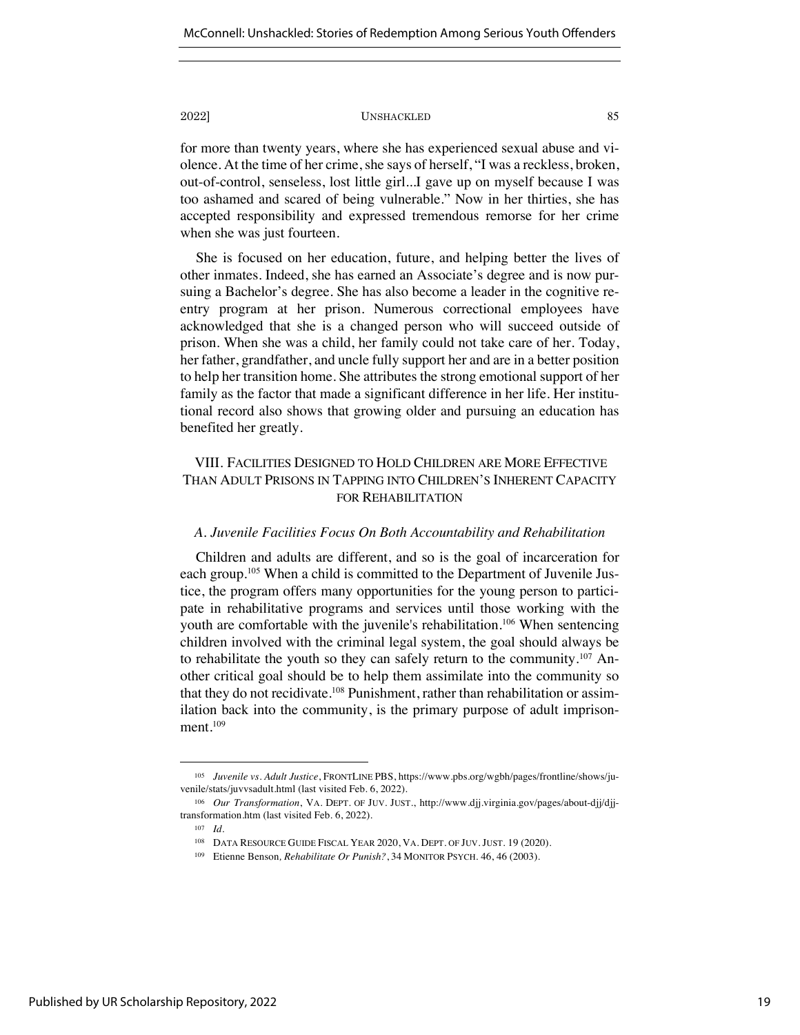for more than twenty years, where she has experienced sexual abuse and violence. At the time of her crime, she says of herself, "I was a reckless, broken, out-of-control, senseless, lost little girl...I gave up on myself because I was too ashamed and scared of being vulnerable." Now in her thirties, she has accepted responsibility and expressed tremendous remorse for her crime when she was just fourteen.

She is focused on her education, future, and helping better the lives of other inmates. Indeed, she has earned an Associate's degree and is now pursuing a Bachelor's degree. She has also become a leader in the cognitive reentry program at her prison. Numerous correctional employees have acknowledged that she is a changed person who will succeed outside of prison. When she was a child, her family could not take care of her. Today, her father, grandfather, and uncle fully support her and are in a better position to help her transition home. She attributes the strong emotional support of her family as the factor that made a significant difference in her life. Her institutional record also shows that growing older and pursuing an education has benefited her greatly.

## VIII. Facilities Designed to Hold Children are More Effective Than Adult Prisons in Tapping into Children's Inherent Capacity for Rehabilitation

### *A. Juvenile Facilities Focus On Both Accountability and Rehabilitation*

Children and adults are different, and so is the goal of incarceration for each group.[105] When a child is committed to the Department of Juvenile Justice, the program offers many opportunities for the young person to participate in rehabilitative programs and services until those working with the youth are comfortable with the juvenile's rehabilitation.[106] When sentencing children involved with the criminal legal system, the goal should always be to rehabilitate the youth so they can safely return to the community.[107] Another critical goal should be to help them assimilate into the community so that they do not recidivate.[108] Punishment, rather than rehabilitation or assimilation back into the community, is the primary purpose of adult imprisonment.[109]

---

105 *Juvenile vs. Adult Justice*, FRONTLINE PBS, https://www.pbs.org/wgbh/pages/frontline/shows/juvenile/stats/juvvsadult.html (last visited Feb. 6, 2022).

106 *Our Transformation*, VA. DEPT. OF JUV. JUST., http://www.djj.virginia.gov/pages/about-djj/djj-transformation.htm (last visited Feb. 6, 2022).

107 *Id.*

108 DATA RESOURCE GUIDE FISCAL YEAR 2020, VA. DEPT. OF JUV. JUST. 19 (2020).

109 Etienne Benson, *Rehabilitate Or Punish?*, 34 MONITOR PSYCH. 46, 46 (2003).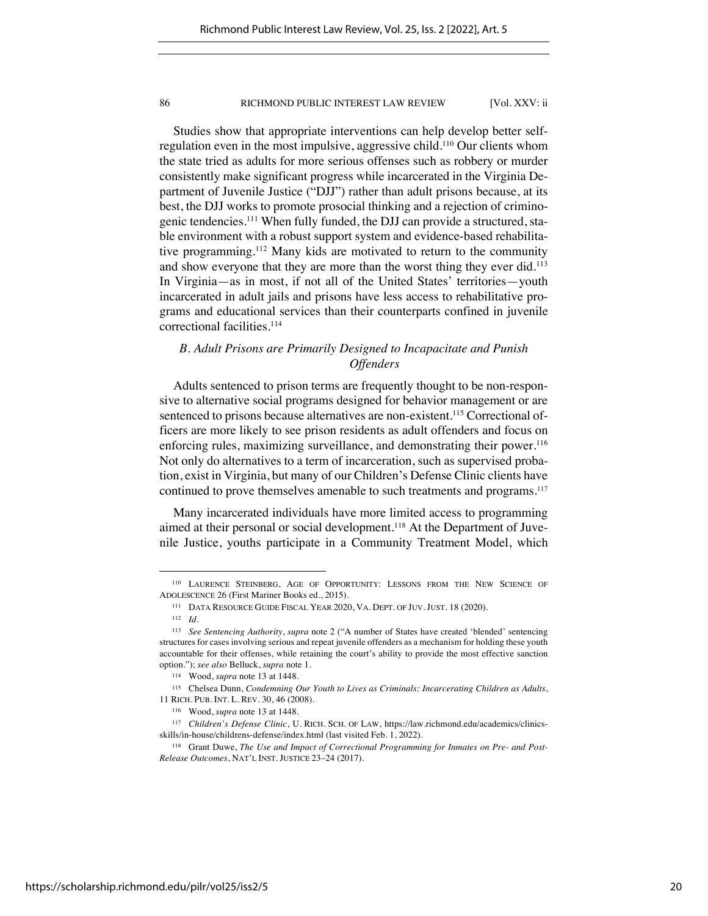Studies show that appropriate interventions can help develop better self-regulation even in the most impulsive, aggressive child.[110] Our clients whom the state tried as adults for more serious offenses such as robbery or murder consistently make significant progress while incarcerated in the Virginia Department of Juvenile Justice ("DJJ") rather than adult prisons because, at its best, the DJJ works to promote prosocial thinking and a rejection of criminogenic tendencies.[111] When fully funded, the DJJ can provide a structured, stable environment with a robust support system and evidence-based rehabilitative programming.[112] Many kids are motivated to return to the community and show everyone that they are more than the worst thing they ever did.[113] In Virginia—as in most, if not all of the United States' territories—youth incarcerated in adult jails and prisons have less access to rehabilitative programs and educational services than their counterparts confined in juvenile correctional facilities.[114]

### *B. Adult Prisons are Primarily Designed to Incapacitate and Punish Offenders*

Adults sentenced to prison terms are frequently thought to be non-responsive to alternative social programs designed for behavior management or are sentenced to prisons because alternatives are non-existent.[115] Correctional officers are more likely to see prison residents as adult offenders and focus on enforcing rules, maximizing surveillance, and demonstrating their power.[116] Not only do alternatives to a term of incarceration, such as supervised probation, exist in Virginia, but many of our Children's Defense Clinic clients have continued to prove themselves amenable to such treatments and programs.[117]

Many incarcerated individuals have more limited access to programming aimed at their personal or social development.[118] At the Department of Juvenile Justice, youths participate in a Community Treatment Model, which

---

[110] LAURENCE STEINBERG, AGE OF OPPORTUNITY: LESSONS FROM THE NEW SCIENCE OF ADOLESCENCE 26 (First Mariner Books ed., 2015).

[111] DATA RESOURCE GUIDE FISCAL YEAR 2020, VA. DEPT. OF JUV. JUST. 18 (2020).

[112] *Id.*

[113] *See Sentencing Authority*, *supra* note 2 ("A number of States have created 'blended' sentencing structures for cases involving serious and repeat juvenile offenders as a mechanism for holding these youth accountable for their offenses, while retaining the court's ability to provide the most effective sanction option."); *see also* Belluck, *supra* note 1.

[114] Wood, *supra* note 13 at 1448.

[115] Chelsea Dunn, *Condemning Our Youth to Lives as Criminals: Incarcerating Children as Adults*, 11 RICH. PUB. INT. L. REV. 30, 46 (2008).

[116] Wood, *supra* note 13 at 1448.

[117] *Children's Defense Clinic*, U. RICH. SCH. OF LAW, https://law.richmond.edu/academics/clinics-skills/in-house/childrens-defense/index.html (last visited Feb. 1, 2022).

[118] Grant Duwe, *The Use and Impact of Correctional Programming for Inmates on Pre- and Post-Release Outcomes*, NAT'L INST. JUSTICE 23–24 (2017).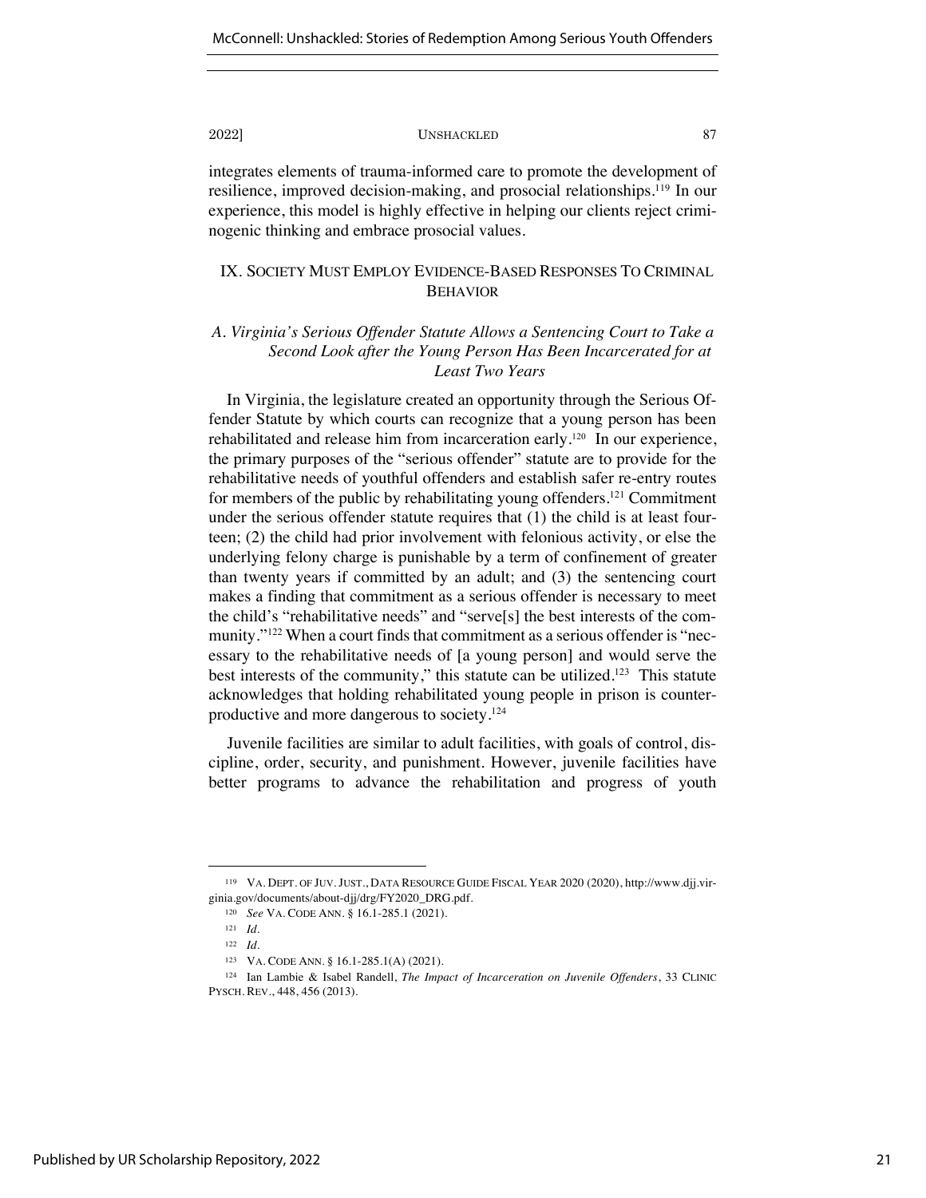integrates elements of trauma-informed care to promote the development of resilience, improved decision-making, and prosocial relationships.[119] In our experience, this model is highly effective in helping our clients reject criminogenic thinking and embrace prosocial values.

## IX. Society Must Employ Evidence-Based Responses To Criminal Behavior

### *A. Virginia's Serious Offender Statute Allows a Sentencing Court to Take a Second Look after the Young Person Has Been Incarcerated for at Least Two Years*

In Virginia, the legislature created an opportunity through the Serious Offender Statute by which courts can recognize that a young person has been rehabilitated and release him from incarceration early.[120] In our experience, the primary purposes of the "serious offender" statute are to provide for the rehabilitative needs of youthful offenders and establish safer re-entry routes for members of the public by rehabilitating young offenders.[121] Commitment under the serious offender statute requires that (1) the child is at least fourteen; (2) the child had prior involvement with felonious activity, or else the underlying felony charge is punishable by a term of confinement of greater than twenty years if committed by an adult; and (3) the sentencing court makes a finding that commitment as a serious offender is necessary to meet the child's "rehabilitative needs" and "serve[s] the best interests of the community."[122] When a court finds that commitment as a serious offender is "necessary to the rehabilitative needs of [a young person] and would serve the best interests of the community," this statute can be utilized.[123] This statute acknowledges that holding rehabilitated young people in prison is counterproductive and more dangerous to society.[124]

Juvenile facilities are similar to adult facilities, with goals of control, discipline, order, security, and punishment. However, juvenile facilities have better programs to advance the rehabilitation and progress of youth

---

[119] VA. DEPT. OF JUV. JUST., DATA RESOURCE GUIDE FISCAL YEAR 2020 (2020), http://www.djj.virginia.gov/documents/about-djj/drg/FY2020_DRG.pdf.

[120] *See* VA. CODE ANN. § 16.1-285.1 (2021).

[121] *Id.*

[122] *Id.*

[123] VA. CODE ANN. § 16.1-285.1(A) (2021).

[124] Ian Lambie & Isabel Randell, *The Impact of Incarceration on Juvenile Offenders*, 33 CLINIC PYSCH. REV., 448, 456 (2013).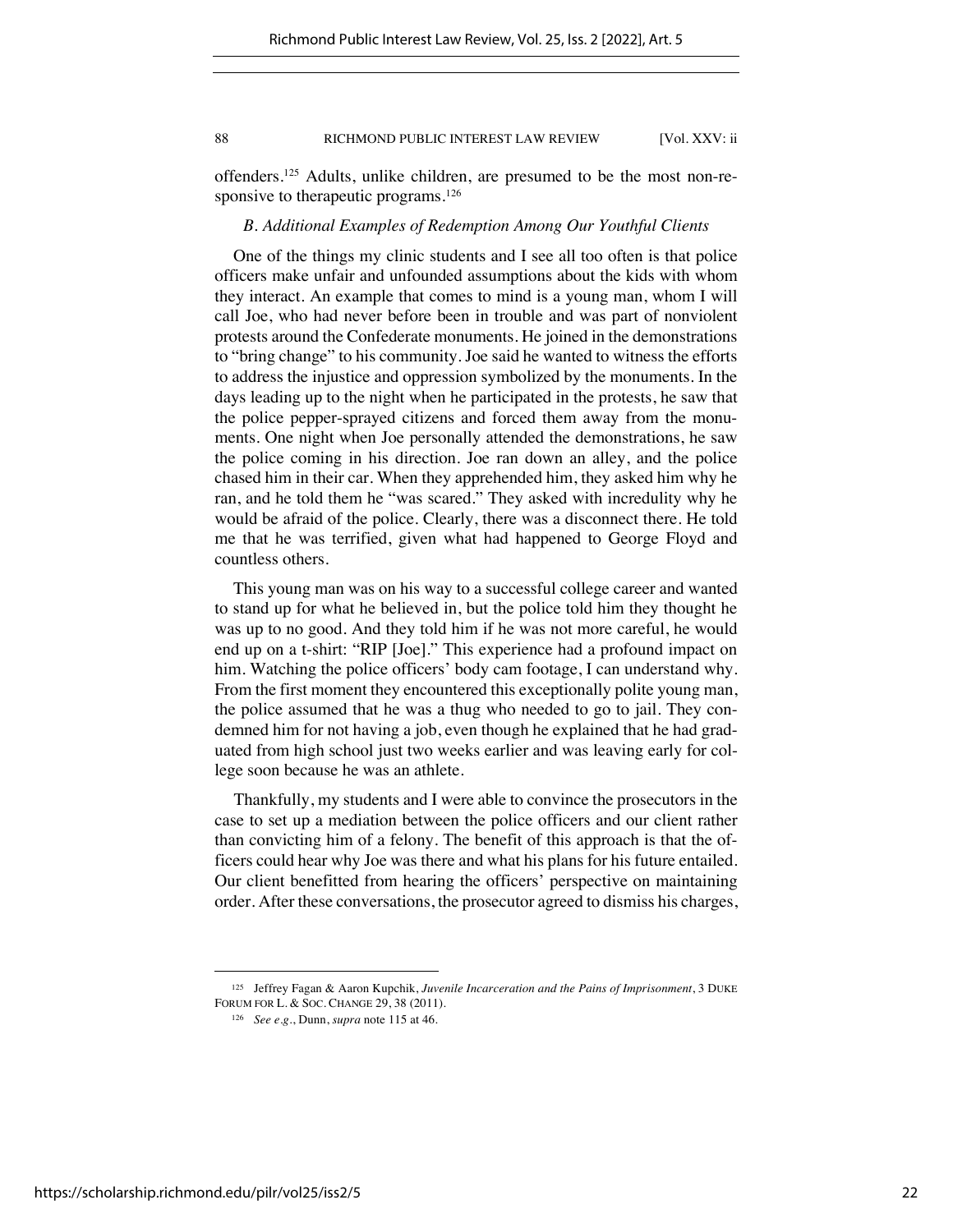offenders.[125] Adults, unlike children, are presumed to be the most non-responsive to therapeutic programs.[126]

### *B. Additional Examples of Redemption Among Our Youthful Clients*

One of the things my clinic students and I see all too often is that police officers make unfair and unfounded assumptions about the kids with whom they interact. An example that comes to mind is a young man, whom I will call Joe, who had never before been in trouble and was part of nonviolent protests around the Confederate monuments. He joined in the demonstrations to "bring change" to his community. Joe said he wanted to witness the efforts to address the injustice and oppression symbolized by the monuments. In the days leading up to the night when he participated in the protests, he saw that the police pepper-sprayed citizens and forced them away from the monuments. One night when Joe personally attended the demonstrations, he saw the police coming in his direction. Joe ran down an alley, and the police chased him in their car. When they apprehended him, they asked him why he ran, and he told them he "was scared." They asked with incredulity why he would be afraid of the police. Clearly, there was a disconnect there. He told me that he was terrified, given what had happened to George Floyd and countless others.

This young man was on his way to a successful college career and wanted to stand up for what he believed in, but the police told him they thought he was up to no good. And they told him if he was not more careful, he would end up on a t-shirt: "RIP [Joe]." This experience had a profound impact on him. Watching the police officers' body cam footage, I can understand why. From the first moment they encountered this exceptionally polite young man, the police assumed that he was a thug who needed to go to jail. They condemned him for not having a job, even though he explained that he had graduated from high school just two weeks earlier and was leaving early for college soon because he was an athlete.

Thankfully, my students and I were able to convince the prosecutors in the case to set up a mediation between the police officers and our client rather than convicting him of a felony. The benefit of this approach is that the officers could hear why Joe was there and what his plans for his future entailed. Our client benefitted from hearing the officers' perspective on maintaining order. After these conversations, the prosecutor agreed to dismiss his charges,

---

[125] Jeffrey Fagan & Aaron Kupchik, *Juvenile Incarceration and the Pains of Imprisonment*, 3 DUKE FORUM FOR L. & SOC. CHANGE 29, 38 (2011).

[126] *See e.g.*, Dunn, *supra* note 115 at 46.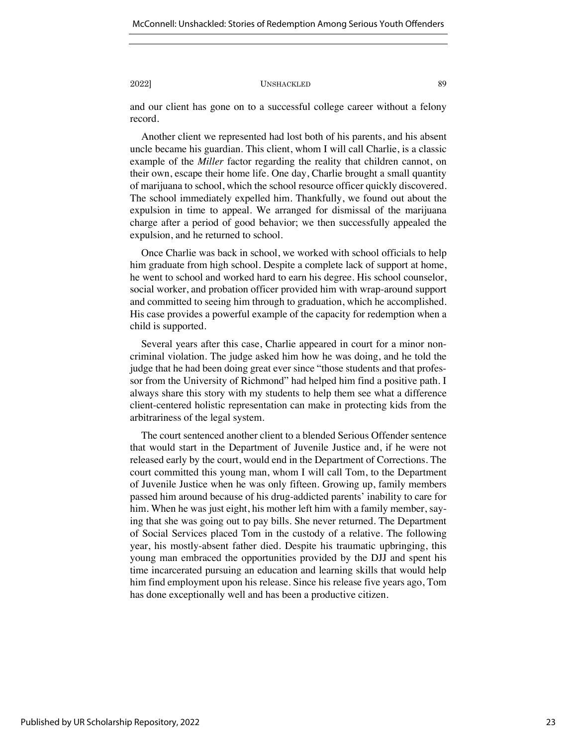and our client has gone on to a successful college career without a felony record.

Another client we represented had lost both of his parents, and his absent uncle became his guardian. This client, whom I will call Charlie, is a classic example of the *Miller* factor regarding the reality that children cannot, on their own, escape their home life. One day, Charlie brought a small quantity of marijuana to school, which the school resource officer quickly discovered. The school immediately expelled him. Thankfully, we found out about the expulsion in time to appeal. We arranged for dismissal of the marijuana charge after a period of good behavior; we then successfully appealed the expulsion, and he returned to school.

Once Charlie was back in school, we worked with school officials to help him graduate from high school. Despite a complete lack of support at home, he went to school and worked hard to earn his degree. His school counselor, social worker, and probation officer provided him with wrap-around support and committed to seeing him through to graduation, which he accomplished. His case provides a powerful example of the capacity for redemption when a child is supported.

Several years after this case, Charlie appeared in court for a minor non-criminal violation. The judge asked him how he was doing, and he told the judge that he had been doing great ever since "those students and that professor from the University of Richmond" had helped him find a positive path. I always share this story with my students to help them see what a difference client-centered holistic representation can make in protecting kids from the arbitrariness of the legal system.

The court sentenced another client to a blended Serious Offender sentence that would start in the Department of Juvenile Justice and, if he were not released early by the court, would end in the Department of Corrections. The court committed this young man, whom I will call Tom, to the Department of Juvenile Justice when he was only fifteen. Growing up, family members passed him around because of his drug-addicted parents' inability to care for him. When he was just eight, his mother left him with a family member, saying that she was going out to pay bills. She never returned. The Department of Social Services placed Tom in the custody of a relative. The following year, his mostly-absent father died. Despite his traumatic upbringing, this young man embraced the opportunities provided by the DJJ and spent his time incarcerated pursuing an education and learning skills that would help him find employment upon his release. Since his release five years ago, Tom has done exceptionally well and has been a productive citizen.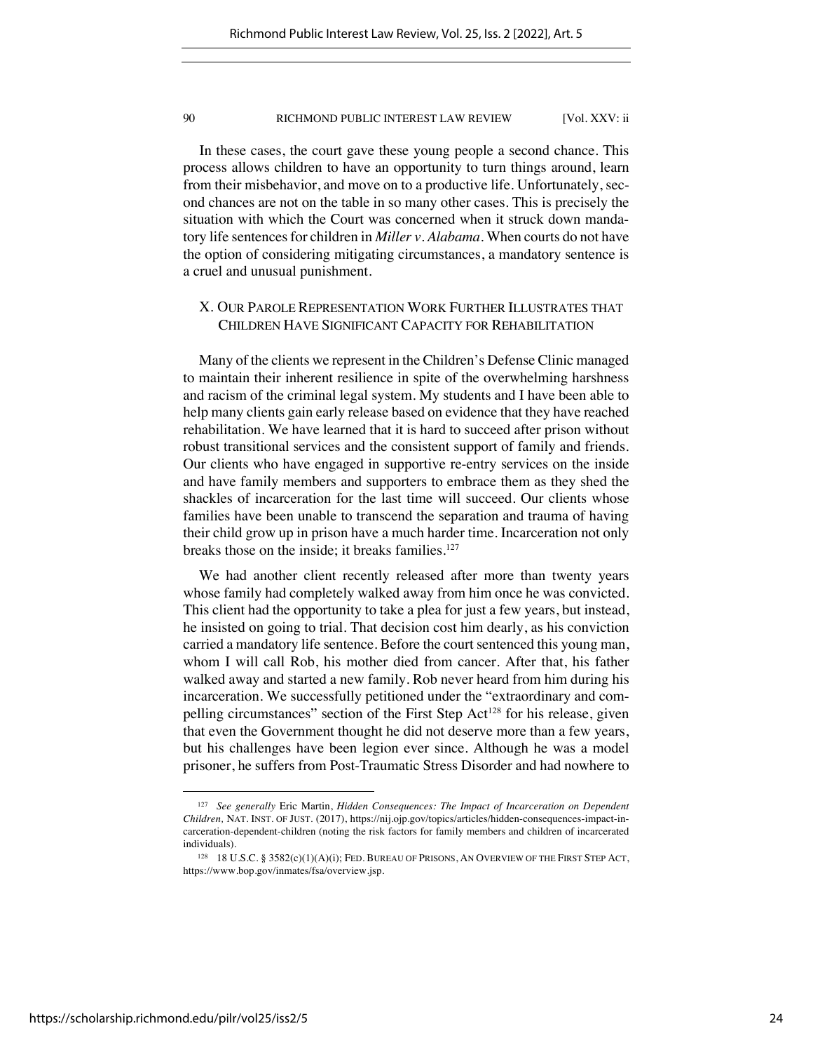In these cases, the court gave these young people a second chance. This process allows children to have an opportunity to turn things around, learn from their misbehavior, and move on to a productive life. Unfortunately, second chances are not on the table in so many other cases. This is precisely the situation with which the Court was concerned when it struck down mandatory life sentences for children in *Miller v. Alabama*. When courts do not have the option of considering mitigating circumstances, a mandatory sentence is a cruel and unusual punishment.

## X. Our Parole Representation Work Further Illustrates that Children Have Significant Capacity for Rehabilitation

Many of the clients we represent in the Children's Defense Clinic managed to maintain their inherent resilience in spite of the overwhelming harshness and racism of the criminal legal system. My students and I have been able to help many clients gain early release based on evidence that they have reached rehabilitation. We have learned that it is hard to succeed after prison without robust transitional services and the consistent support of family and friends. Our clients who have engaged in supportive re-entry services on the inside and have family members and supporters to embrace them as they shed the shackles of incarceration for the last time will succeed. Our clients whose families have been unable to transcend the separation and trauma of having their child grow up in prison have a much harder time. Incarceration not only breaks those on the inside; it breaks families.[127]

We had another client recently released after more than twenty years whose family had completely walked away from him once he was convicted. This client had the opportunity to take a plea for just a few years, but instead, he insisted on going to trial. That decision cost him dearly, as his conviction carried a mandatory life sentence. Before the court sentenced this young man, whom I will call Rob, his mother died from cancer. After that, his father walked away and started a new family. Rob never heard from him during his incarceration. We successfully petitioned under the "extraordinary and compelling circumstances" section of the First Step Act[128] for his release, given that even the Government thought he did not deserve more than a few years, but his challenges have been legion ever since. Although he was a model prisoner, he suffers from Post-Traumatic Stress Disorder and had nowhere to

---

[127] *See generally* Eric Martin, *Hidden Consequences: The Impact of Incarceration on Dependent Children,* NAT. INST. OF JUST. (2017), https://nij.ojp.gov/topics/articles/hidden-consequences-impact-incarceration-dependent-children (noting the risk factors for family members and children of incarcerated individuals).

[128] 18 U.S.C. § 3582(c)(1)(A)(i); FED. BUREAU OF PRISONS, AN OVERVIEW OF THE FIRST STEP ACT, https://www.bop.gov/inmates/fsa/overview.jsp.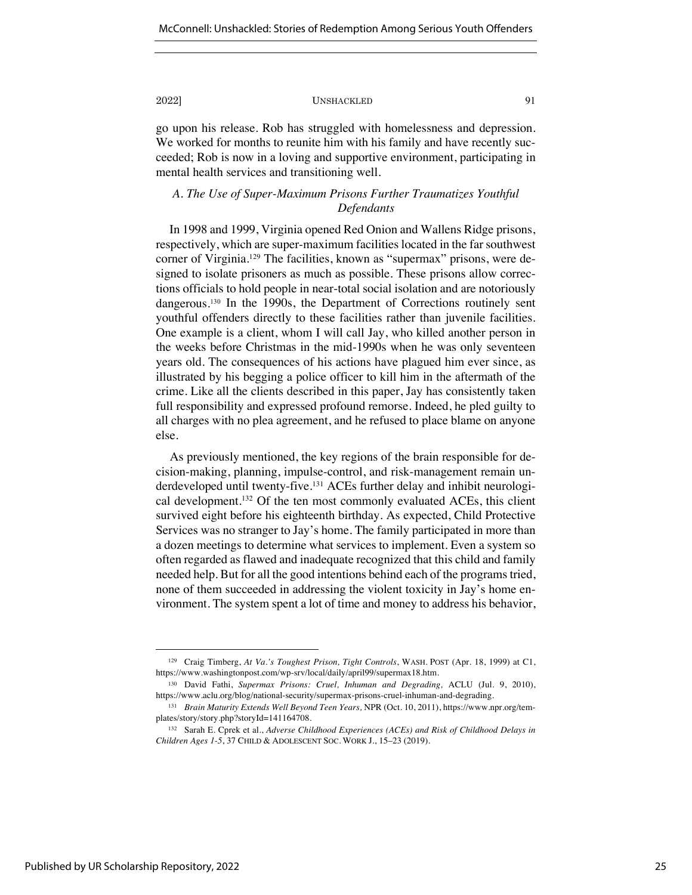go upon his release. Rob has struggled with homelessness and depression. We worked for months to reunite him with his family and have recently succeeded; Rob is now in a loving and supportive environment, participating in mental health services and transitioning well.

### *A. The Use of Super-Maximum Prisons Further Traumatizes Youthful Defendants*

In 1998 and 1999, Virginia opened Red Onion and Wallens Ridge prisons, respectively, which are super-maximum facilities located in the far southwest corner of Virginia.[129] The facilities, known as "supermax" prisons, were designed to isolate prisoners as much as possible. These prisons allow corrections officials to hold people in near-total social isolation and are notoriously dangerous.[130] In the 1990s, the Department of Corrections routinely sent youthful offenders directly to these facilities rather than juvenile facilities. One example is a client, whom I will call Jay, who killed another person in the weeks before Christmas in the mid-1990s when he was only seventeen years old. The consequences of his actions have plagued him ever since, as illustrated by his begging a police officer to kill him in the aftermath of the crime. Like all the clients described in this paper, Jay has consistently taken full responsibility and expressed profound remorse. Indeed, he pled guilty to all charges with no plea agreement, and he refused to place blame on anyone else.

As previously mentioned, the key regions of the brain responsible for decision-making, planning, impulse-control, and risk-management remain underdeveloped until twenty-five.[131] ACEs further delay and inhibit neurological development.[132] Of the ten most commonly evaluated ACEs, this client survived eight before his eighteenth birthday. As expected, Child Protective Services was no stranger to Jay's home. The family participated in more than a dozen meetings to determine what services to implement. Even a system so often regarded as flawed and inadequate recognized that this child and family needed help. But for all the good intentions behind each of the programs tried, none of them succeeded in addressing the violent toxicity in Jay's home environment. The system spent a lot of time and money to address his behavior,

---

[129] Craig Timberg, *At Va.'s Toughest Prison, Tight Controls*, WASH. POST (Apr. 18, 1999) at C1, https://www.washingtonpost.com/wp-srv/local/daily/april99/supermax18.htm.

[130] David Fathi, *Supermax Prisons: Cruel, Inhuman and Degrading,* ACLU (Jul. 9, 2010), https://www.aclu.org/blog/national-security/supermax-prisons-cruel-inhuman-and-degrading.

[131] *Brain Maturity Extends Well Beyond Teen Years,* NPR (Oct. 10, 2011), https://www.npr.org/templates/story/story.php?storyId=141164708.

[132] Sarah E. Cprek et al., *Adverse Childhood Experiences (ACEs) and Risk of Childhood Delays in Children Ages 1-5*, 37 CHILD & ADOLESCENT SOC. WORK J., 15–23 (2019).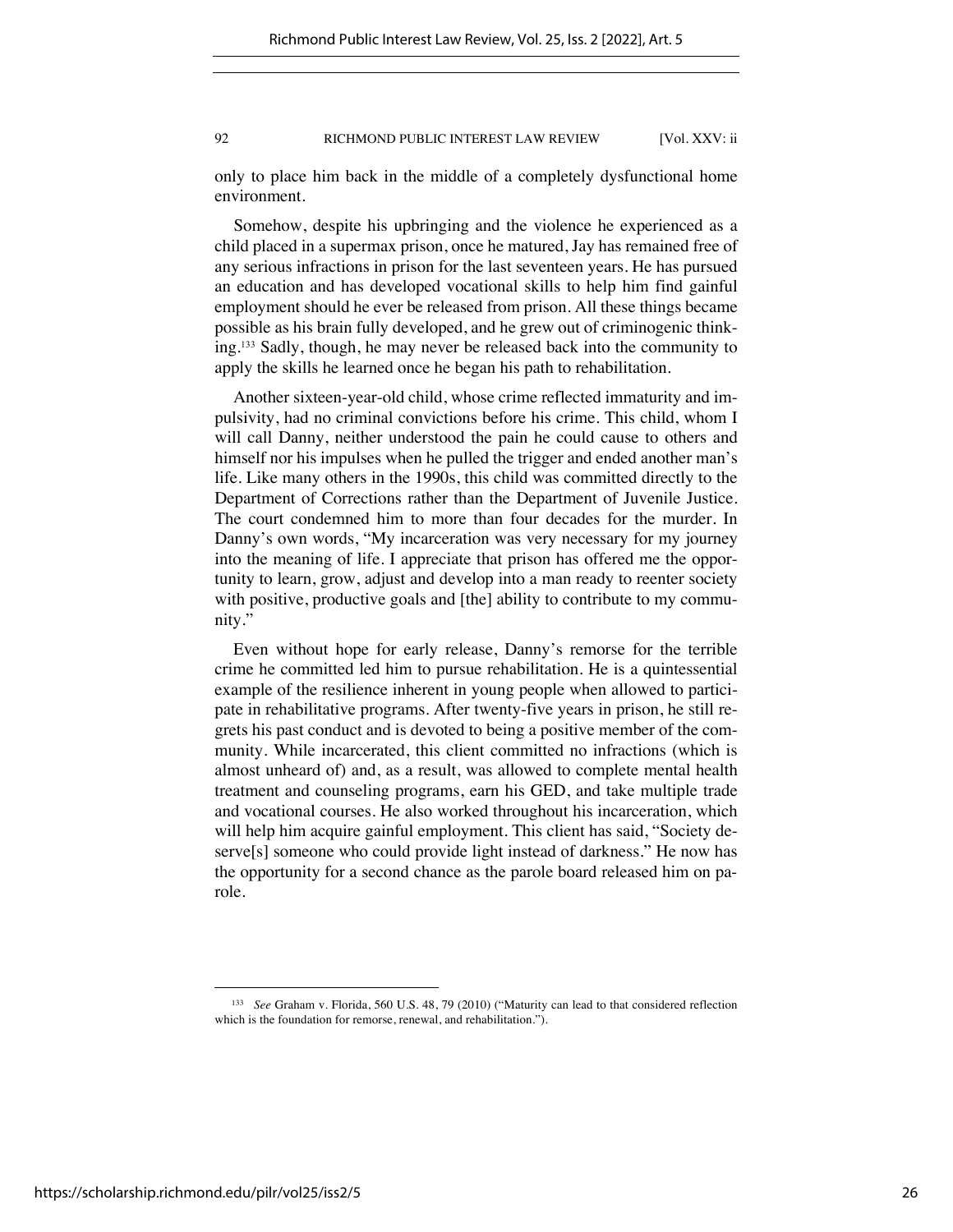only to place him back in the middle of a completely dysfunctional home environment.

Somehow, despite his upbringing and the violence he experienced as a child placed in a supermax prison, once he matured, Jay has remained free of any serious infractions in prison for the last seventeen years. He has pursued an education and has developed vocational skills to help him find gainful employment should he ever be released from prison. All these things became possible as his brain fully developed, and he grew out of criminogenic thinking.[133] Sadly, though, he may never be released back into the community to apply the skills he learned once he began his path to rehabilitation.

Another sixteen-year-old child, whose crime reflected immaturity and impulsivity, had no criminal convictions before his crime. This child, whom I will call Danny, neither understood the pain he could cause to others and himself nor his impulses when he pulled the trigger and ended another man's life. Like many others in the 1990s, this child was committed directly to the Department of Corrections rather than the Department of Juvenile Justice. The court condemned him to more than four decades for the murder. In Danny's own words, "My incarceration was very necessary for my journey into the meaning of life. I appreciate that prison has offered me the opportunity to learn, grow, adjust and develop into a man ready to reenter society with positive, productive goals and [the] ability to contribute to my community."

Even without hope for early release, Danny's remorse for the terrible crime he committed led him to pursue rehabilitation. He is a quintessential example of the resilience inherent in young people when allowed to participate in rehabilitative programs. After twenty-five years in prison, he still regrets his past conduct and is devoted to being a positive member of the community. While incarcerated, this client committed no infractions (which is almost unheard of) and, as a result, was allowed to complete mental health treatment and counseling programs, earn his GED, and take multiple trade and vocational courses. He also worked throughout his incarceration, which will help him acquire gainful employment. This client has said, "Society deserve[s] someone who could provide light instead of darkness." He now has the opportunity for a second chance as the parole board released him on parole.

---

[133] *See* Graham v. Florida, 560 U.S. 48, 79 (2010) ("Maturity can lead to that considered reflection which is the foundation for remorse, renewal, and rehabilitation.").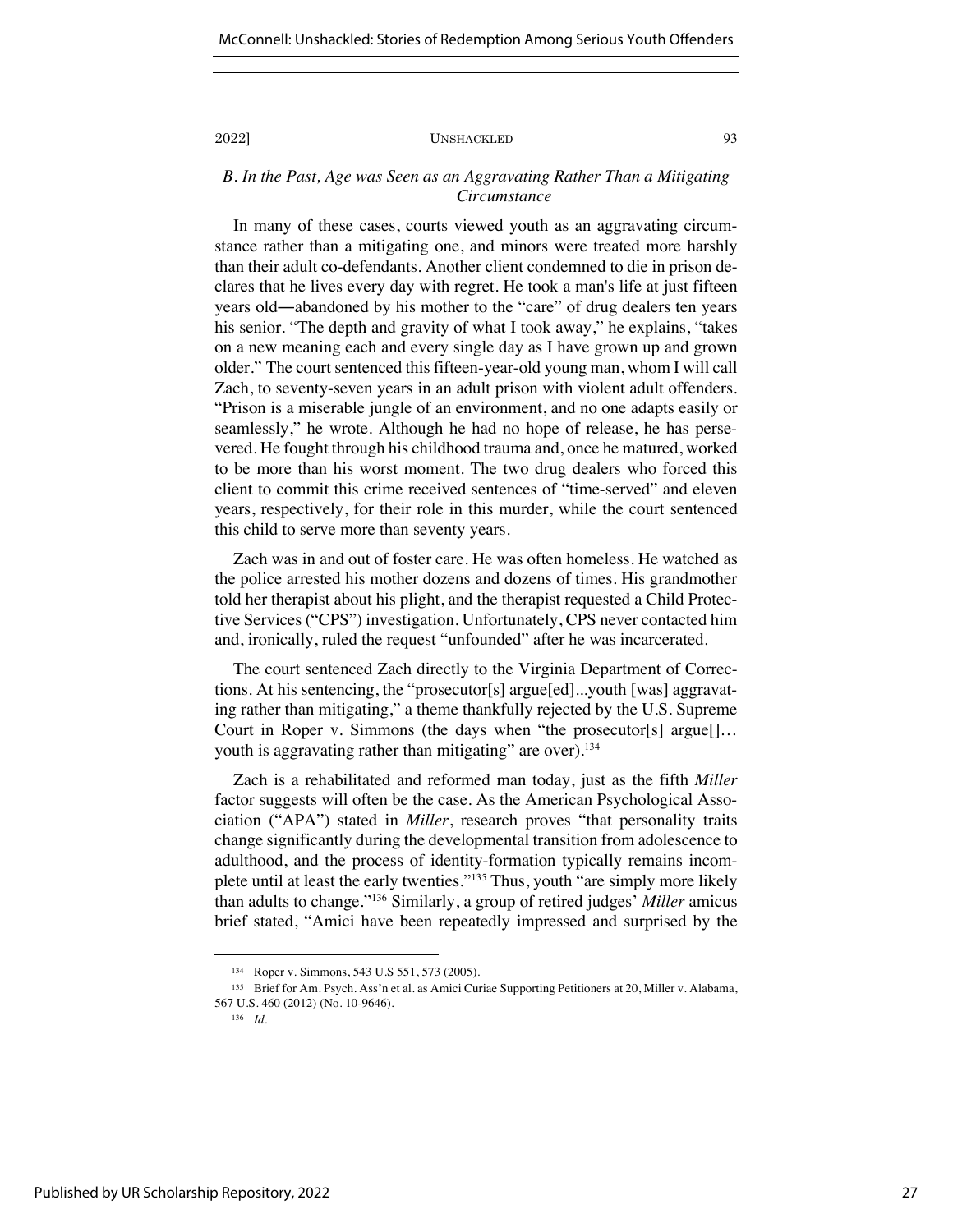### *B. In the Past, Age was Seen as an Aggravating Rather Than a Mitigating Circumstance*

In many of these cases, courts viewed youth as an aggravating circumstance rather than a mitigating one, and minors were treated more harshly than their adult co-defendants. Another client condemned to die in prison declares that he lives every day with regret. He took a man's life at just fifteen years old—abandoned by his mother to the "care" of drug dealers ten years his senior. "The depth and gravity of what I took away," he explains, "takes on a new meaning each and every single day as I have grown up and grown older." The court sentenced this fifteen-year-old young man, whom I will call Zach, to seventy-seven years in an adult prison with violent adult offenders. "Prison is a miserable jungle of an environment, and no one adapts easily or seamlessly," he wrote. Although he had no hope of release, he has persevered. He fought through his childhood trauma and, once he matured, worked to be more than his worst moment. The two drug dealers who forced this client to commit this crime received sentences of "time-served" and eleven years, respectively, for their role in this murder, while the court sentenced this child to serve more than seventy years.

Zach was in and out of foster care. He was often homeless. He watched as the police arrested his mother dozens and dozens of times. His grandmother told her therapist about his plight, and the therapist requested a Child Protective Services ("CPS") investigation. Unfortunately, CPS never contacted him and, ironically, ruled the request "unfounded" after he was incarcerated.

The court sentenced Zach directly to the Virginia Department of Corrections. At his sentencing, the "prosecutor[s] argue[ed]...youth [was] aggravating rather than mitigating," a theme thankfully rejected by the U.S. Supreme Court in Roper v. Simmons (the days when "the prosecutor[s] argue[]… youth is aggravating rather than mitigating" are over).[134]

Zach is a rehabilitated and reformed man today, just as the fifth *Miller* factor suggests will often be the case. As the American Psychological Association ("APA") stated in *Miller*, research proves "that personality traits change significantly during the developmental transition from adolescence to adulthood, and the process of identity-formation typically remains incomplete until at least the early twenties."[135] Thus, youth "are simply more likely than adults to change."[136] Similarly, a group of retired judges' *Miller* amicus brief stated, "Amici have been repeatedly impressed and surprised by the

[134] Roper v. Simmons, 543 U.S 551, 573 (2005).

[135] Brief for Am. Psych. Ass'n et al. as Amici Curiae Supporting Petitioners at 20, Miller v. Alabama, 567 U.S. 460 (2012) (No. 10-9646).

[136] *Id.*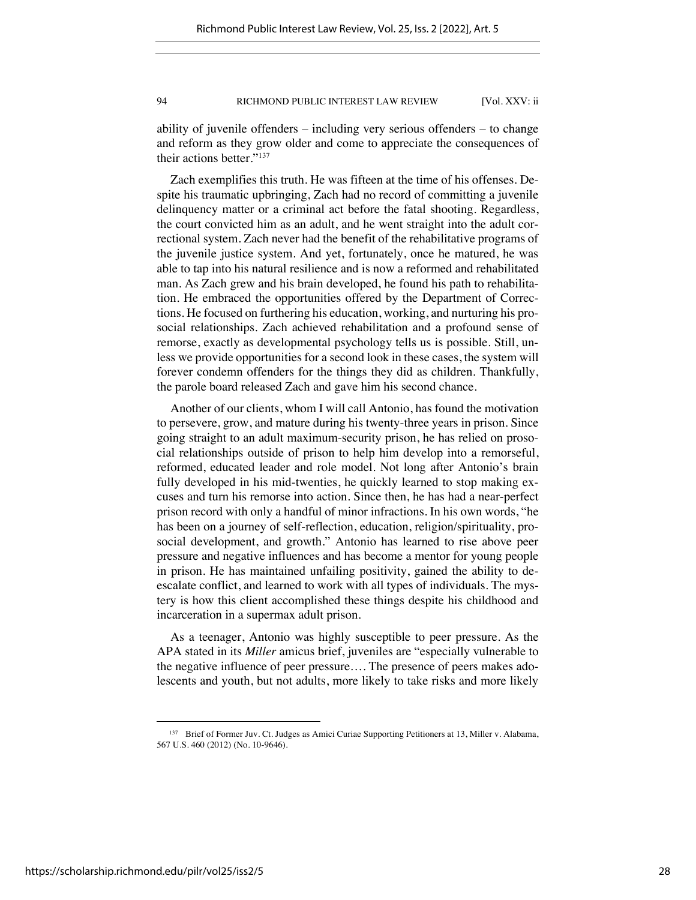ability of juvenile offenders – including very serious offenders – to change and reform as they grow older and come to appreciate the consequences of their actions better."[137]

Zach exemplifies this truth. He was fifteen at the time of his offenses. Despite his traumatic upbringing, Zach had no record of committing a juvenile delinquency matter or a criminal act before the fatal shooting. Regardless, the court convicted him as an adult, and he went straight into the adult correctional system. Zach never had the benefit of the rehabilitative programs of the juvenile justice system. And yet, fortunately, once he matured, he was able to tap into his natural resilience and is now a reformed and rehabilitated man. As Zach grew and his brain developed, he found his path to rehabilitation. He embraced the opportunities offered by the Department of Corrections. He focused on furthering his education, working, and nurturing his prosocial relationships. Zach achieved rehabilitation and a profound sense of remorse, exactly as developmental psychology tells us is possible. Still, unless we provide opportunities for a second look in these cases, the system will forever condemn offenders for the things they did as children. Thankfully, the parole board released Zach and gave him his second chance.

Another of our clients, whom I will call Antonio, has found the motivation to persevere, grow, and mature during his twenty-three years in prison. Since going straight to an adult maximum-security prison, he has relied on prosocial relationships outside of prison to help him develop into a remorseful, reformed, educated leader and role model. Not long after Antonio's brain fully developed in his mid-twenties, he quickly learned to stop making excuses and turn his remorse into action. Since then, he has had a near-perfect prison record with only a handful of minor infractions. In his own words, "he has been on a journey of self-reflection, education, religion/spirituality, prosocial development, and growth." Antonio has learned to rise above peer pressure and negative influences and has become a mentor for young people in prison. He has maintained unfailing positivity, gained the ability to de-escalate conflict, and learned to work with all types of individuals. The mystery is how this client accomplished these things despite his childhood and incarceration in a supermax adult prison.

As a teenager, Antonio was highly susceptible to peer pressure. As the APA stated in its *Miller* amicus brief, juveniles are "especially vulnerable to the negative influence of peer pressure.... The presence of peers makes adolescents and youth, but not adults, more likely to take risks and more likely

---

[137] Brief of Former Juv. Ct. Judges as Amici Curiae Supporting Petitioners at 13, Miller v. Alabama, 567 U.S. 460 (2012) (No. 10-9646).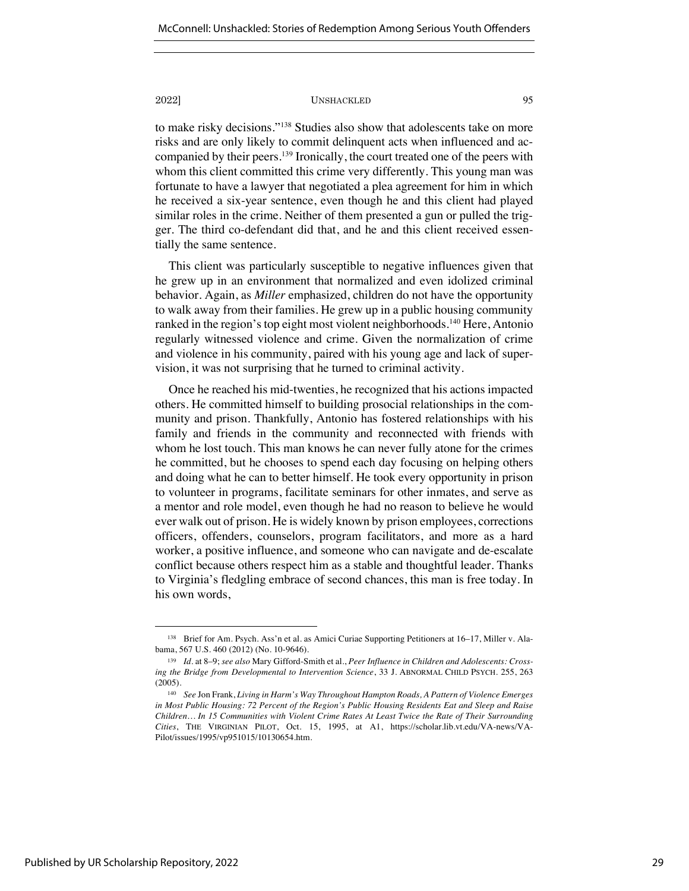to make risky decisions."[138] Studies also show that adolescents take on more risks and are only likely to commit delinquent acts when influenced and accompanied by their peers.[139] Ironically, the court treated one of the peers with whom this client committed this crime very differently. This young man was fortunate to have a lawyer that negotiated a plea agreement for him in which he received a six-year sentence, even though he and this client had played similar roles in the crime. Neither of them presented a gun or pulled the trigger. The third co-defendant did that, and he and this client received essentially the same sentence.

This client was particularly susceptible to negative influences given that he grew up in an environment that normalized and even idolized criminal behavior. Again, as *Miller* emphasized, children do not have the opportunity to walk away from their families. He grew up in a public housing community ranked in the region's top eight most violent neighborhoods.[140] Here, Antonio regularly witnessed violence and crime. Given the normalization of crime and violence in his community, paired with his young age and lack of supervision, it was not surprising that he turned to criminal activity.

Once he reached his mid-twenties, he recognized that his actions impacted others. He committed himself to building prosocial relationships in the community and prison. Thankfully, Antonio has fostered relationships with his family and friends in the community and reconnected with friends with whom he lost touch. This man knows he can never fully atone for the crimes he committed, but he chooses to spend each day focusing on helping others and doing what he can to better himself. He took every opportunity in prison to volunteer in programs, facilitate seminars for other inmates, and serve as a mentor and role model, even though he had no reason to believe he would ever walk out of prison. He is widely known by prison employees, corrections officers, offenders, counselors, program facilitators, and more as a hard worker, a positive influence, and someone who can navigate and de-escalate conflict because others respect him as a stable and thoughtful leader. Thanks to Virginia's fledgling embrace of second chances, this man is free today. In his own words,

---

[138] Brief for Am. Psych. Ass'n et al. as Amici Curiae Supporting Petitioners at 16–17, Miller v. Alabama, 567 U.S. 460 (2012) (No. 10-9646).

[139] *Id.* at 8–9; *see also* Mary Gifford-Smith et al., *Peer Influence in Children and Adolescents: Crossing the Bridge from Developmental to Intervention Science*, 33 J. ABNORMAL CHILD PSYCH. 255, 263 (2005).

[140] *See* Jon Frank, *Living in Harm's Way Throughout Hampton Roads, A Pattern of Violence Emerges in Most Public Housing: 72 Percent of the Region's Public Housing Residents Eat and Sleep and Raise Children… In 15 Communities with Violent Crime Rates At Least Twice the Rate of Their Surrounding Cities*, THE VIRGINIAN PILOT, Oct. 15, 1995, at A1, https://scholar.lib.vt.edu/VA-news/VA-Pilot/issues/1995/vp951015/10130654.htm.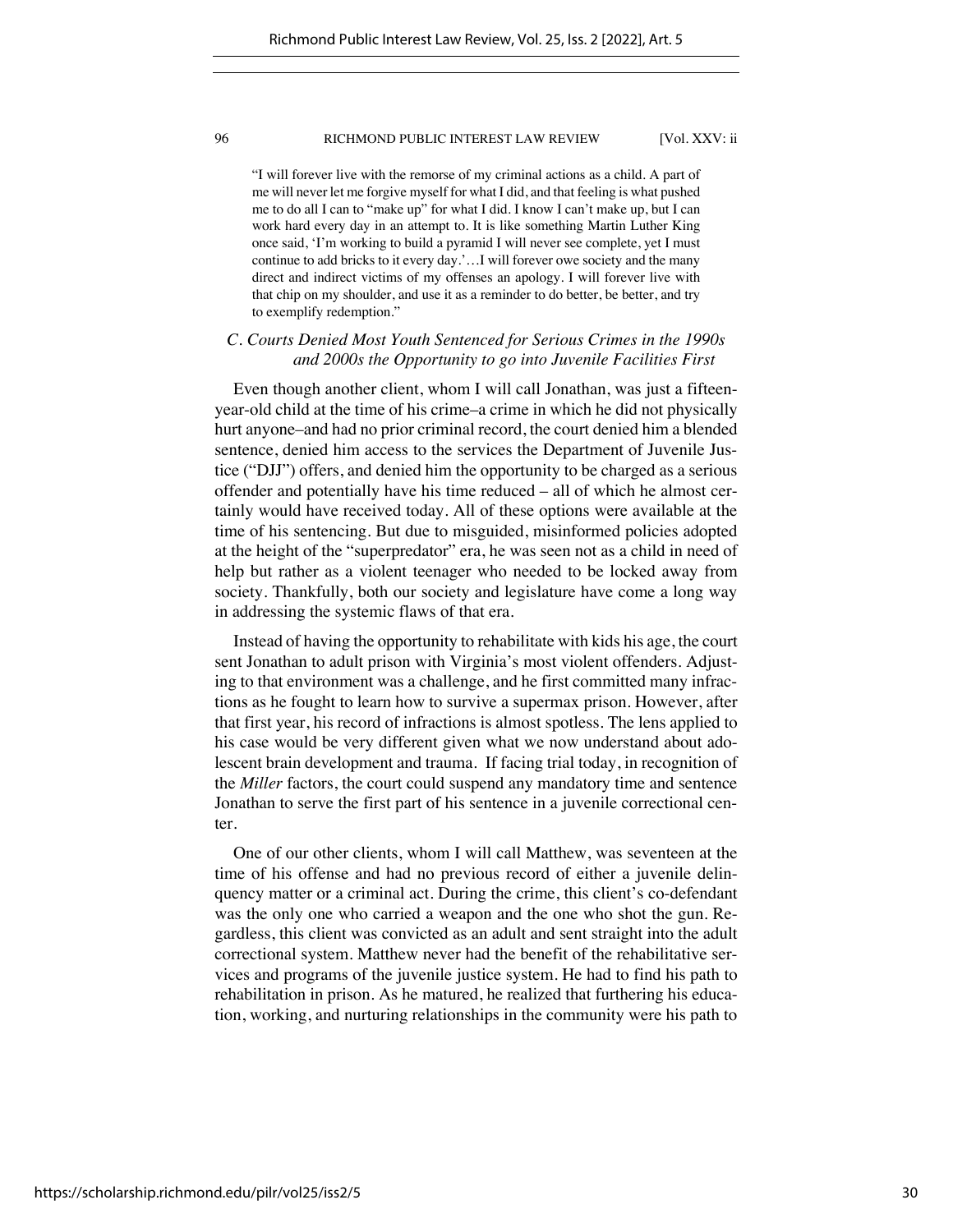> "I will forever live with the remorse of my criminal actions as a child. A part of me will never let me forgive myself for what I did, and that feeling is what pushed me to do all I can to "make up" for what I did. I know I can't make up, but I can work hard every day in an attempt to. It is like something Martin Luther King once said, 'I'm working to build a pyramid I will never see complete, yet I must continue to add bricks to it every day.'…I will forever owe society and the many direct and indirect victims of my offenses an apology. I will forever live with that chip on my shoulder, and use it as a reminder to do better, be better, and try to exemplify redemption."

### *C. Courts Denied Most Youth Sentenced for Serious Crimes in the 1990s and 2000s the Opportunity to go into Juvenile Facilities First*

Even though another client, whom I will call Jonathan, was just a fifteen-year-old child at the time of his crime–a crime in which he did not physically hurt anyone–and had no prior criminal record, the court denied him a blended sentence, denied him access to the services the Department of Juvenile Justice ("DJJ") offers, and denied him the opportunity to be charged as a serious offender and potentially have his time reduced – all of which he almost certainly would have received today. All of these options were available at the time of his sentencing. But due to misguided, misinformed policies adopted at the height of the "superpredator" era, he was seen not as a child in need of help but rather as a violent teenager who needed to be locked away from society. Thankfully, both our society and legislature have come a long way in addressing the systemic flaws of that era.

Instead of having the opportunity to rehabilitate with kids his age, the court sent Jonathan to adult prison with Virginia's most violent offenders. Adjusting to that environment was a challenge, and he first committed many infractions as he fought to learn how to survive a supermax prison. However, after that first year, his record of infractions is almost spotless. The lens applied to his case would be very different given what we now understand about adolescent brain development and trauma. If facing trial today, in recognition of the *Miller* factors, the court could suspend any mandatory time and sentence Jonathan to serve the first part of his sentence in a juvenile correctional center.

One of our other clients, whom I will call Matthew, was seventeen at the time of his offense and had no previous record of either a juvenile delinquency matter or a criminal act. During the crime, this client's co-defendant was the only one who carried a weapon and the one who shot the gun. Regardless, this client was convicted as an adult and sent straight into the adult correctional system. Matthew never had the benefit of the rehabilitative services and programs of the juvenile justice system. He had to find his path to rehabilitation in prison. As he matured, he realized that furthering his education, working, and nurturing relationships in the community were his path to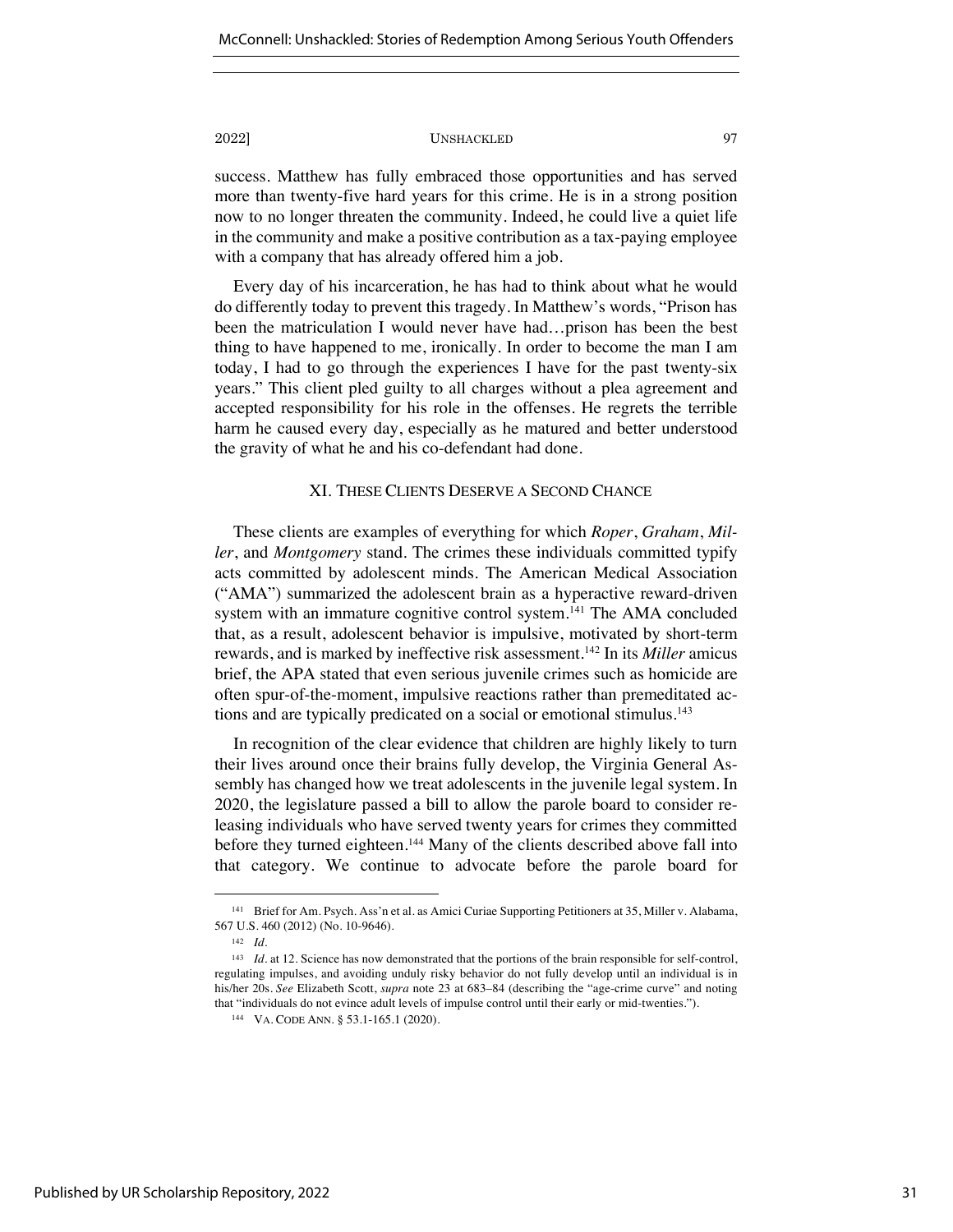success. Matthew has fully embraced those opportunities and has served more than twenty-five hard years for this crime. He is in a strong position now to no longer threaten the community. Indeed, he could live a quiet life in the community and make a positive contribution as a tax-paying employee with a company that has already offered him a job.

Every day of his incarceration, he has had to think about what he would do differently today to prevent this tragedy. In Matthew's words, "Prison has been the matriculation I would never have had…prison has been the best thing to have happened to me, ironically. In order to become the man I am today, I had to go through the experiences I have for the past twenty-six years." This client pled guilty to all charges without a plea agreement and accepted responsibility for his role in the offenses. He regrets the terrible harm he caused every day, especially as he matured and better understood the gravity of what he and his co-defendant had done.

## XI. These Clients Deserve a Second Chance

These clients are examples of everything for which *Roper*, *Graham*, *Miller*, and *Montgomery* stand. The crimes these individuals committed typify acts committed by adolescent minds. The American Medical Association ("AMA") summarized the adolescent brain as a hyperactive reward-driven system with an immature cognitive control system.[141] The AMA concluded that, as a result, adolescent behavior is impulsive, motivated by short-term rewards, and is marked by ineffective risk assessment.[142] In its *Miller* amicus brief, the APA stated that even serious juvenile crimes such as homicide are often spur-of-the-moment, impulsive reactions rather than premeditated actions and are typically predicated on a social or emotional stimulus.[143]

In recognition of the clear evidence that children are highly likely to turn their lives around once their brains fully develop, the Virginia General Assembly has changed how we treat adolescents in the juvenile legal system. In 2020, the legislature passed a bill to allow the parole board to consider releasing individuals who have served twenty years for crimes they committed before they turned eighteen.[144] Many of the clients described above fall into that category. We continue to advocate before the parole board for

---

[141] Brief for Am. Psych. Ass'n et al. as Amici Curiae Supporting Petitioners at 35, Miller v. Alabama, 567 U.S. 460 (2012) (No. 10-9646).

[142] *Id.*

[143] *Id.* at 12. Science has now demonstrated that the portions of the brain responsible for self-control, regulating impulses, and avoiding unduly risky behavior do not fully develop until an individual is in his/her 20s. *See* Elizabeth Scott, *supra* note 23 at 683–84 (describing the "age-crime curve" and noting that "individuals do not evince adult levels of impulse control until their early or mid-twenties.").

[144] VA. CODE ANN. § 53.1-165.1 (2020).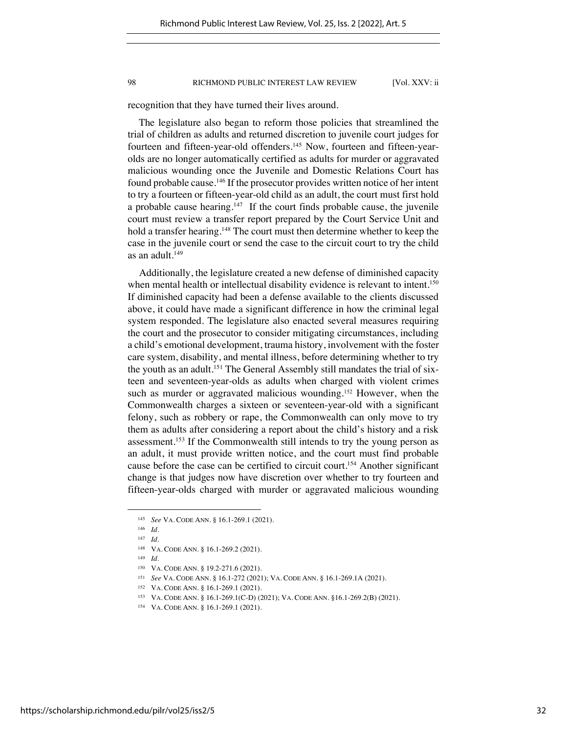recognition that they have turned their lives around.

The legislature also began to reform those policies that streamlined the trial of children as adults and returned discretion to juvenile court judges for fourteen and fifteen-year-old offenders.[145] Now, fourteen and fifteen-year-olds are no longer automatically certified as adults for murder or aggravated malicious wounding once the Juvenile and Domestic Relations Court has found probable cause.[146] If the prosecutor provides written notice of her intent to try a fourteen or fifteen-year-old child as an adult, the court must first hold a probable cause hearing.[147] If the court finds probable cause, the juvenile court must review a transfer report prepared by the Court Service Unit and hold a transfer hearing.[148] The court must then determine whether to keep the case in the juvenile court or send the case to the circuit court to try the child as an adult.[149]

Additionally, the legislature created a new defense of diminished capacity when mental health or intellectual disability evidence is relevant to intent.[150] If diminished capacity had been a defense available to the clients discussed above, it could have made a significant difference in how the criminal legal system responded. The legislature also enacted several measures requiring the court and the prosecutor to consider mitigating circumstances, including a child's emotional development, trauma history, involvement with the foster care system, disability, and mental illness, before determining whether to try the youth as an adult.[151] The General Assembly still mandates the trial of sixteen and seventeen-year-olds as adults when charged with violent crimes such as murder or aggravated malicious wounding.[152] However, when the Commonwealth charges a sixteen or seventeen-year-old with a significant felony, such as robbery or rape, the Commonwealth can only move to try them as adults after considering a report about the child's history and a risk assessment.[153] If the Commonwealth still intends to try the young person as an adult, it must provide written notice, and the court must find probable cause before the case can be certified to circuit court.[154] Another significant change is that judges now have discretion over whether to try fourteen and fifteen-year-olds charged with murder or aggravated malicious wounding

---

[145] *See* VA. CODE ANN. § 16.1-269.1 (2021).

[146] *Id.*

[147] *Id.*

[148] VA. CODE ANN. § 16.1-269.2 (2021).

[149] *Id.*

[150] VA. CODE ANN. § 19.2-271.6 (2021).

[151] *See* VA. CODE ANN. § 16.1-272 (2021); VA. CODE ANN. § 16.1-269.1A (2021).

[152] VA. CODE ANN. § 16.1-269.1 (2021).

[153] VA. CODE ANN. § 16.1-269.1(C-D) (2021); VA. CODE ANN. §16.1-269.2(B) (2021).

[154] VA. CODE ANN. § 16.1-269.1 (2021).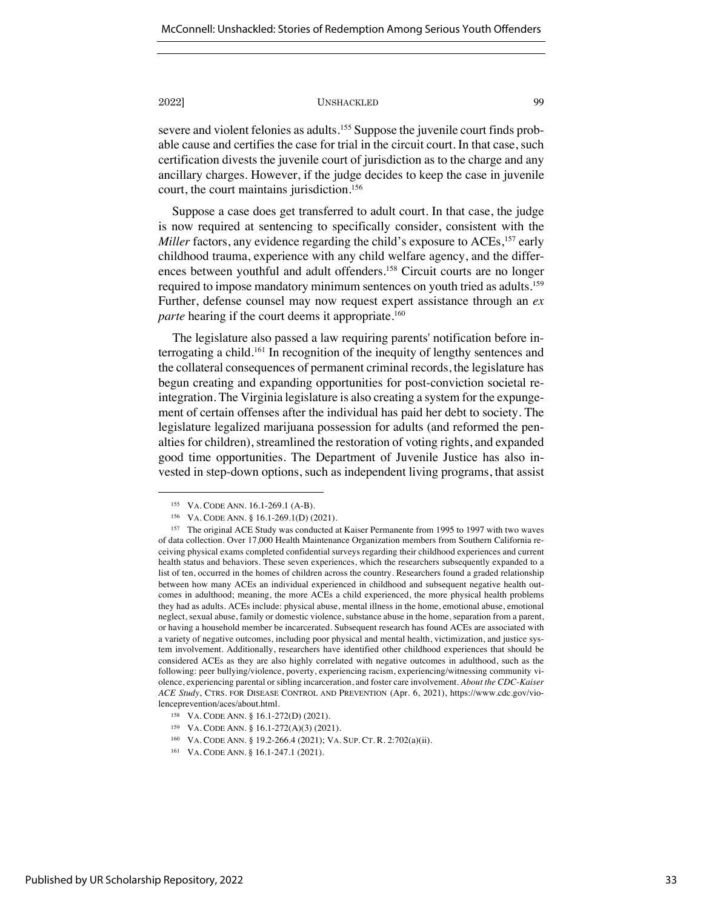severe and violent felonies as adults.[155] Suppose the juvenile court finds probable cause and certifies the case for trial in the circuit court. In that case, such certification divests the juvenile court of jurisdiction as to the charge and any ancillary charges. However, if the judge decides to keep the case in juvenile court, the court maintains jurisdiction.[156]

Suppose a case does get transferred to adult court. In that case, the judge is now required at sentencing to specifically consider, consistent with the *Miller* factors, any evidence regarding the child's exposure to ACEs,[157] early childhood trauma, experience with any child welfare agency, and the differences between youthful and adult offenders.[158] Circuit courts are no longer required to impose mandatory minimum sentences on youth tried as adults.[159] Further, defense counsel may now request expert assistance through an *ex parte* hearing if the court deems it appropriate.[160]

The legislature also passed a law requiring parents' notification before interrogating a child.[161] In recognition of the inequity of lengthy sentences and the collateral consequences of permanent criminal records, the legislature has begun creating and expanding opportunities for post-conviction societal reintegration. The Virginia legislature is also creating a system for the expungement of certain offenses after the individual has paid her debt to society. The legislature legalized marijuana possession for adults (and reformed the penalties for children), streamlined the restoration of voting rights, and expanded good time opportunities. The Department of Juvenile Justice has also invested in step-down options, such as independent living programs, that assist

---

155. VA. CODE ANN. 16.1-269.1 (A-B).

156. VA. CODE ANN. § 16.1-269.1(D) (2021).

157. The original ACE Study was conducted at Kaiser Permanente from 1995 to 1997 with two waves of data collection. Over 17,000 Health Maintenance Organization members from Southern California receiving physical exams completed confidential surveys regarding their childhood experiences and current health status and behaviors. These seven experiences, which the researchers subsequently expanded to a list of ten, occurred in the homes of children across the country. Researchers found a graded relationship between how many ACEs an individual experienced in childhood and subsequent negative health outcomes in adulthood; meaning, the more ACEs a child experienced, the more physical health problems they had as adults. ACEs include: physical abuse, mental illness in the home, emotional abuse, emotional neglect, sexual abuse, family or domestic violence, substance abuse in the home, separation from a parent, or having a household member be incarcerated. Subsequent research has found ACEs are associated with a variety of negative outcomes, including poor physical and mental health, victimization, and justice system involvement. Additionally, researchers have identified other childhood experiences that should be considered ACEs as they are also highly correlated with negative outcomes in adulthood, such as the following: peer bullying/violence, poverty, experiencing racism, experiencing/witnessing community violence, experiencing parental or sibling incarceration, and foster care involvement. *About the CDC-Kaiser ACE Study*, CTRS. FOR DISEASE CONTROL AND PREVENTION (Apr. 6, 2021), https://www.cdc.gov/violenceprevention/aces/about.html.

158. VA. CODE ANN. § 16.1-272(D) (2021).

159. VA. CODE ANN. § 16.1-272(A)(3) (2021).

160. VA. CODE ANN. § 19.2-266.4 (2021); VA. SUP. CT. R. 2:702(a)(ii).

161. VA. CODE ANN. § 16.1-247.1 (2021).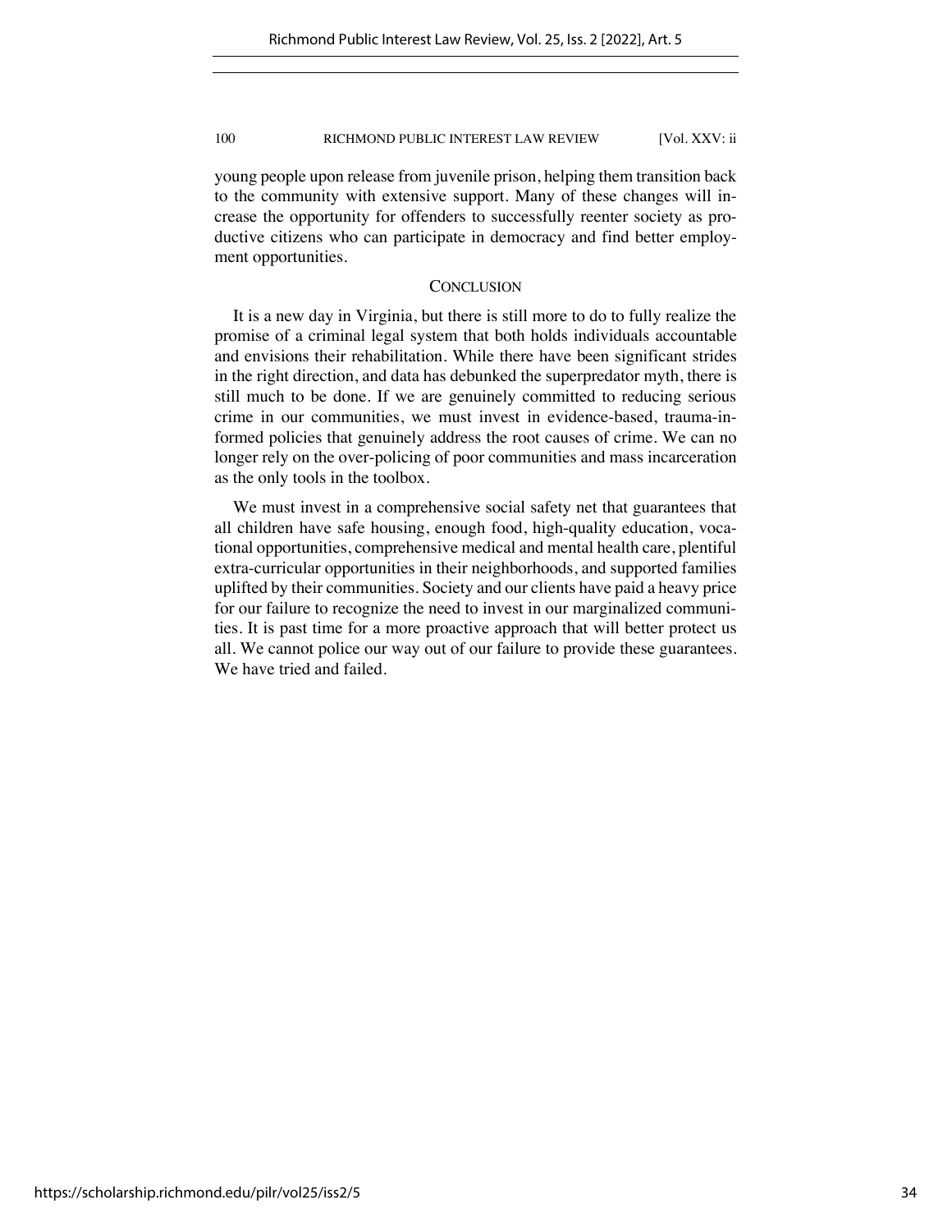young people upon release from juvenile prison, helping them transition back to the community with extensive support. Many of these changes will increase the opportunity for offenders to successfully reenter society as productive citizens who can participate in democracy and find better employment opportunities.

## CONCLUSION

It is a new day in Virginia, but there is still more to do to fully realize the promise of a criminal legal system that both holds individuals accountable and envisions their rehabilitation. While there have been significant strides in the right direction, and data has debunked the superpredator myth, there is still much to be done. If we are genuinely committed to reducing serious crime in our communities, we must invest in evidence-based, trauma-informed policies that genuinely address the root causes of crime. We can no longer rely on the over-policing of poor communities and mass incarceration as the only tools in the toolbox.

We must invest in a comprehensive social safety net that guarantees that all children have safe housing, enough food, high-quality education, vocational opportunities, comprehensive medical and mental health care, plentiful extra-curricular opportunities in their neighborhoods, and supported families uplifted by their communities. Society and our clients have paid a heavy price for our failure to recognize the need to invest in our marginalized communities. It is past time for a more proactive approach that will better protect us all. We cannot police our way out of our failure to provide these guarantees. We have tried and failed.